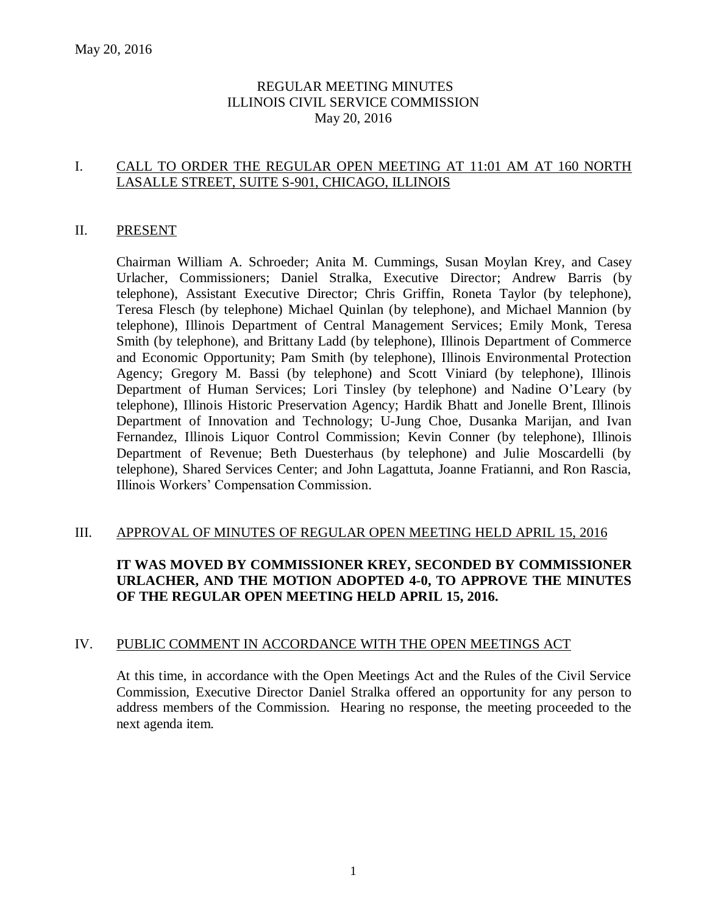# REGULAR MEETING MINUTES
# ILLINOIS CIVIL SERVICE COMMISSION
# May 20, 2016

## I. CALL TO ORDER THE REGULAR OPEN MEETING AT 11:01 AM AT 160 NORTH LASALLE STREET, SUITE S-901, CHICAGO, ILLINOIS

## II. PRESENT

Chairman William A. Schroeder; Anita M. Cummings, Susan Moylan Krey, and Casey Urlacher, Commissioners; Daniel Stralka, Executive Director; Andrew Barris (by telephone), Assistant Executive Director; Chris Griffin, Roneta Taylor (by telephone), Teresa Flesch (by telephone) Michael Quinlan (by telephone), and Michael Mannion (by telephone), Illinois Department of Central Management Services; Emily Monk, Teresa Smith (by telephone), and Brittany Ladd (by telephone), Illinois Department of Commerce and Economic Opportunity; Pam Smith (by telephone), Illinois Environmental Protection Agency; Gregory M. Bassi (by telephone) and Scott Viniard (by telephone), Illinois Department of Human Services; Lori Tinsley (by telephone) and Nadine O'Leary (by telephone), Illinois Historic Preservation Agency; Hardik Bhatt and Jonelle Brent, Illinois Department of Innovation and Technology; U-Jung Choe, Dusanka Marijan, and Ivan Fernandez, Illinois Liquor Control Commission; Kevin Conner (by telephone), Illinois Department of Revenue; Beth Duesterhaus (by telephone) and Julie Moscardelli (by telephone), Shared Services Center; and John Lagattuta, Joanne Fratianni, and Ron Rascia, Illinois Workers' Compensation Commission.

## III. APPROVAL OF MINUTES OF REGULAR OPEN MEETING HELD APRIL 15, 2016

**IT WAS MOVED BY COMMISSIONER KREY, SECONDED BY COMMISSIONER URLACHER, AND THE MOTION ADOPTED 4-0, TO APPROVE THE MINUTES OF THE REGULAR OPEN MEETING HELD APRIL 15, 2016.**

## IV. PUBLIC COMMENT IN ACCORDANCE WITH THE OPEN MEETINGS ACT

At this time, in accordance with the Open Meetings Act and the Rules of the Civil Service Commission, Executive Director Daniel Stralka offered an opportunity for any person to address members of the Commission. Hearing no response, the meeting proceeded to the next agenda item.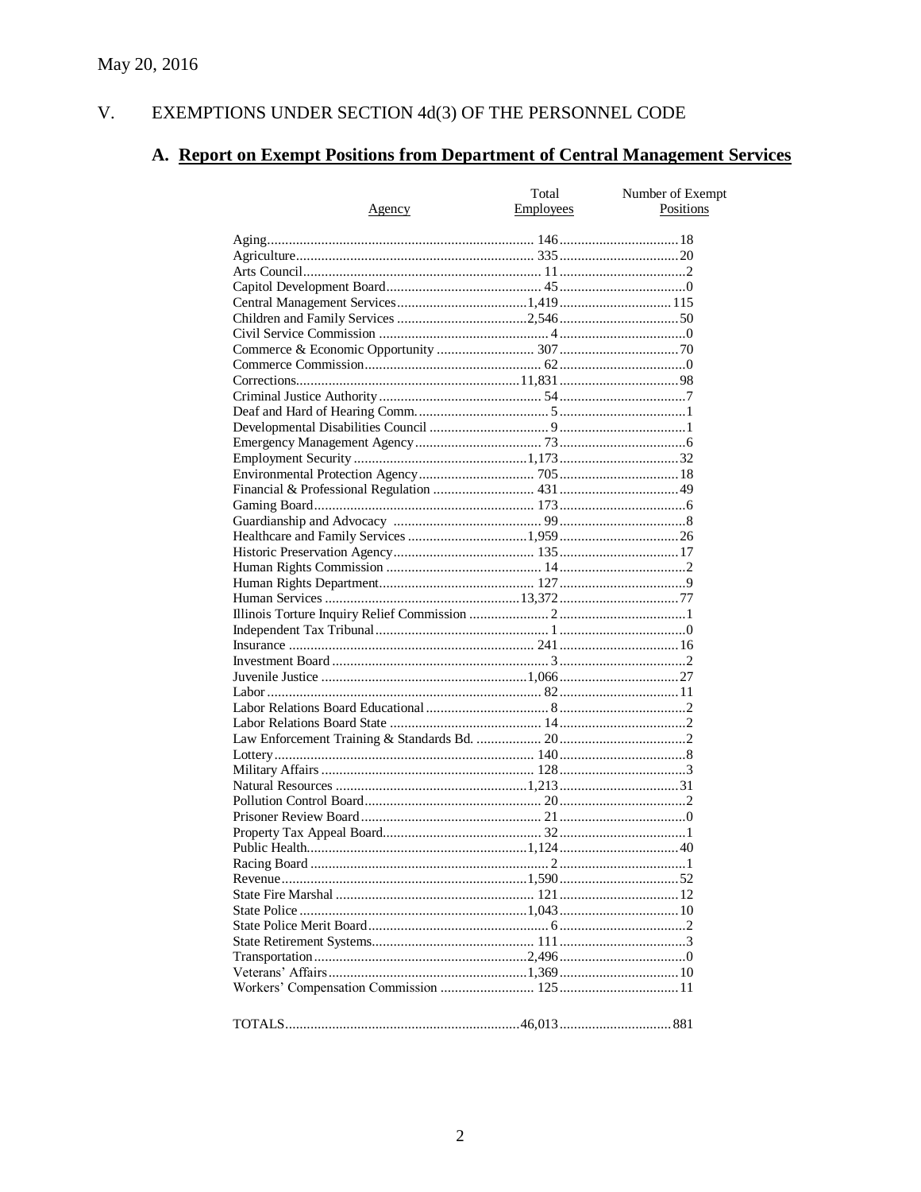May 20, 2016

# V. EXEMPTIONS UNDER SECTION 4d(3) OF THE PERSONNEL CODE

## A. Report on Exempt Positions from Department of Central Management Services

| Agency | Total Employees | Number of Exempt Positions |
|---|---|---|
| Aging | 146 | 18 |
| Agriculture | 335 | 20 |
| Arts Council | 11 | 2 |
| Capitol Development Board | 45 | 0 |
| Central Management Services | 1,419 | 115 |
| Children and Family Services | 2,546 | 50 |
| Civil Service Commission | 4 | 0 |
| Commerce & Economic Opportunity | 307 | 70 |
| Commerce Commission | 62 | 0 |
| Corrections | 11,831 | 98 |
| Criminal Justice Authority | 54 | 7 |
| Deaf and Hard of Hearing Comm. | 5 | 1 |
| Developmental Disabilities Council | 9 | 1 |
| Emergency Management Agency | 73 | 6 |
| Employment Security | 1,173 | 32 |
| Environmental Protection Agency | 705 | 18 |
| Financial & Professional Regulation | 431 | 49 |
| Gaming Board | 173 | 6 |
| Guardianship and Advocacy | 99 | 8 |
| Healthcare and Family Services | 1,959 | 26 |
| Historic Preservation Agency | 135 | 17 |
| Human Rights Commission | 14 | 2 |
| Human Rights Department | 127 | 9 |
| Human Services | 13,372 | 77 |
| Illinois Torture Inquiry Relief Commission | 2 | 1 |
| Independent Tax Tribunal | 1 | 0 |
| Insurance | 241 | 16 |
| Investment Board | 3 | 2 |
| Juvenile Justice | 1,066 | 27 |
| Labor | 82 | 11 |
| Labor Relations Board Educational | 8 | 2 |
| Labor Relations Board State | 14 | 2 |
| Law Enforcement Training & Standards Bd. | 20 | 2 |
| Lottery | 140 | 8 |
| Military Affairs | 128 | 3 |
| Natural Resources | 1,213 | 31 |
| Pollution Control Board | 20 | 2 |
| Prisoner Review Board | 21 | 0 |
| Property Tax Appeal Board | 32 | 1 |
| Public Health | 1,124 | 40 |
| Racing Board | 2 | 1 |
| Revenue | 1,590 | 52 |
| State Fire Marshal | 121 | 12 |
| State Police | 1,043 | 10 |
| State Police Merit Board | 6 | 2 |
| State Retirement Systems | 111 | 3 |
| Transportation | 2,496 | 0 |
| Veterans' Affairs | 1,369 | 10 |
| Workers' Compensation Commission | 125 | 11 |
| TOTALS | 46,013 | 881 |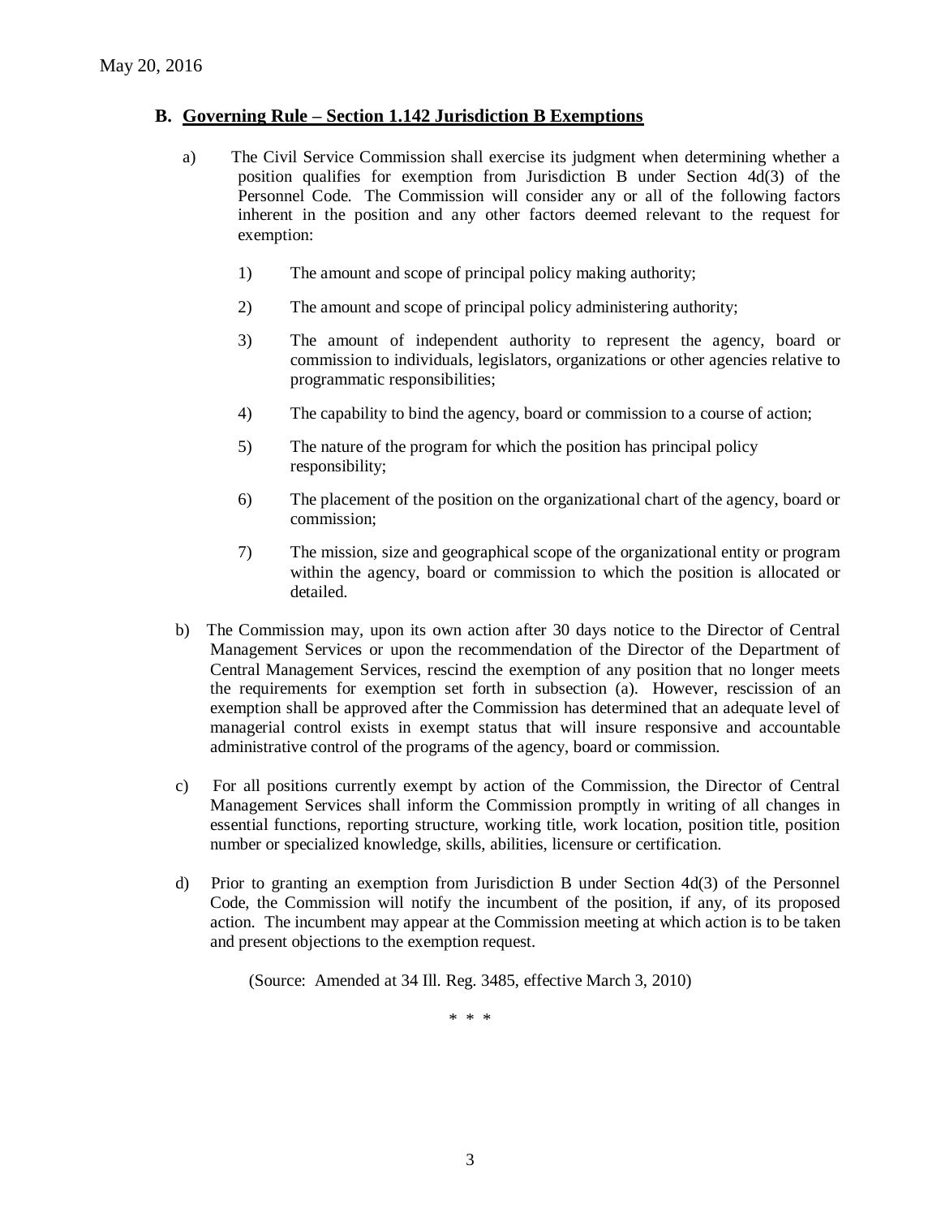## B. Governing Rule – Section 1.142 Jurisdiction B Exemptions

a) The Civil Service Commission shall exercise its judgment when determining whether a position qualifies for exemption from Jurisdiction B under Section 4d(3) of the Personnel Code. The Commission will consider any or all of the following factors inherent in the position and any other factors deemed relevant to the request for exemption:

1) The amount and scope of principal policy making authority;

2) The amount and scope of principal policy administering authority;

3) The amount of independent authority to represent the agency, board or commission to individuals, legislators, organizations or other agencies relative to programmatic responsibilities;

4) The capability to bind the agency, board or commission to a course of action;

5) The nature of the program for which the position has principal policy responsibility;

6) The placement of the position on the organizational chart of the agency, board or commission;

7) The mission, size and geographical scope of the organizational entity or program within the agency, board or commission to which the position is allocated or detailed.

b) The Commission may, upon its own action after 30 days notice to the Director of Central Management Services or upon the recommendation of the Director of the Department of Central Management Services, rescind the exemption of any position that no longer meets the requirements for exemption set forth in subsection (a). However, rescission of an exemption shall be approved after the Commission has determined that an adequate level of managerial control exists in exempt status that will insure responsive and accountable administrative control of the programs of the agency, board or commission.

c) For all positions currently exempt by action of the Commission, the Director of Central Management Services shall inform the Commission promptly in writing of all changes in essential functions, reporting structure, working title, work location, position title, position number or specialized knowledge, skills, abilities, licensure or certification.

d) Prior to granting an exemption from Jurisdiction B under Section 4d(3) of the Personnel Code, the Commission will notify the incumbent of the position, if any, of its proposed action. The incumbent may appear at the Commission meeting at which action is to be taken and present objections to the exemption request.

(Source: Amended at 34 Ill. Reg. 3485, effective March 3, 2010)

\* \* \*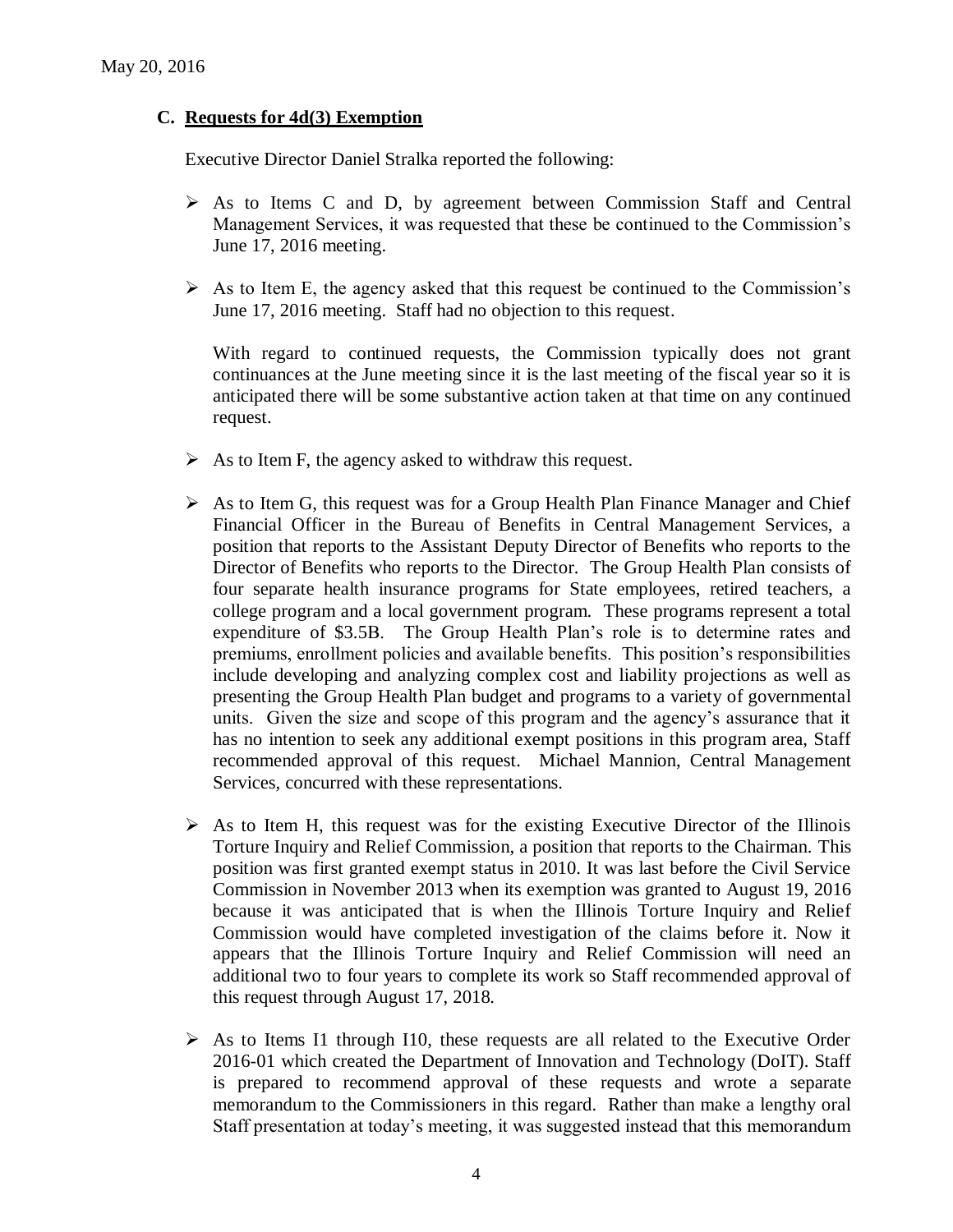May 20, 2016

### C. Requests for 4d(3) Exemption

Executive Director Daniel Stralka reported the following:

- As to Items C and D, by agreement between Commission Staff and Central Management Services, it was requested that these be continued to the Commission's June 17, 2016 meeting.

- As to Item E, the agency asked that this request be continued to the Commission's June 17, 2016 meeting. Staff had no objection to this request.

  With regard to continued requests, the Commission typically does not grant continuances at the June meeting since it is the last meeting of the fiscal year so it is anticipated there will be some substantive action taken at that time on any continued request.

- As to Item F, the agency asked to withdraw this request.

- As to Item G, this request was for a Group Health Plan Finance Manager and Chief Financial Officer in the Bureau of Benefits in Central Management Services, a position that reports to the Assistant Deputy Director of Benefits who reports to the Director of Benefits who reports to the Director. The Group Health Plan consists of four separate health insurance programs for State employees, retired teachers, a college program and a local government program. These programs represent a total expenditure of $3.5B. The Group Health Plan's role is to determine rates and premiums, enrollment policies and available benefits. This position's responsibilities include developing and analyzing complex cost and liability projections as well as presenting the Group Health Plan budget and programs to a variety of governmental units. Given the size and scope of this program and the agency's assurance that it has no intention to seek any additional exempt positions in this program area, Staff recommended approval of this request. Michael Mannion, Central Management Services, concurred with these representations.

- As to Item H, this request was for the existing Executive Director of the Illinois Torture Inquiry and Relief Commission, a position that reports to the Chairman. This position was first granted exempt status in 2010. It was last before the Civil Service Commission in November 2013 when its exemption was granted to August 19, 2016 because it was anticipated that is when the Illinois Torture Inquiry and Relief Commission would have completed investigation of the claims before it. Now it appears that the Illinois Torture Inquiry and Relief Commission will need an additional two to four years to complete its work so Staff recommended approval of this request through August 17, 2018.

- As to Items I1 through I10, these requests are all related to the Executive Order 2016-01 which created the Department of Innovation and Technology (DoIT). Staff is prepared to recommend approval of these requests and wrote a separate memorandum to the Commissioners in this regard. Rather than make a lengthy oral Staff presentation at today's meeting, it was suggested instead that this memorandum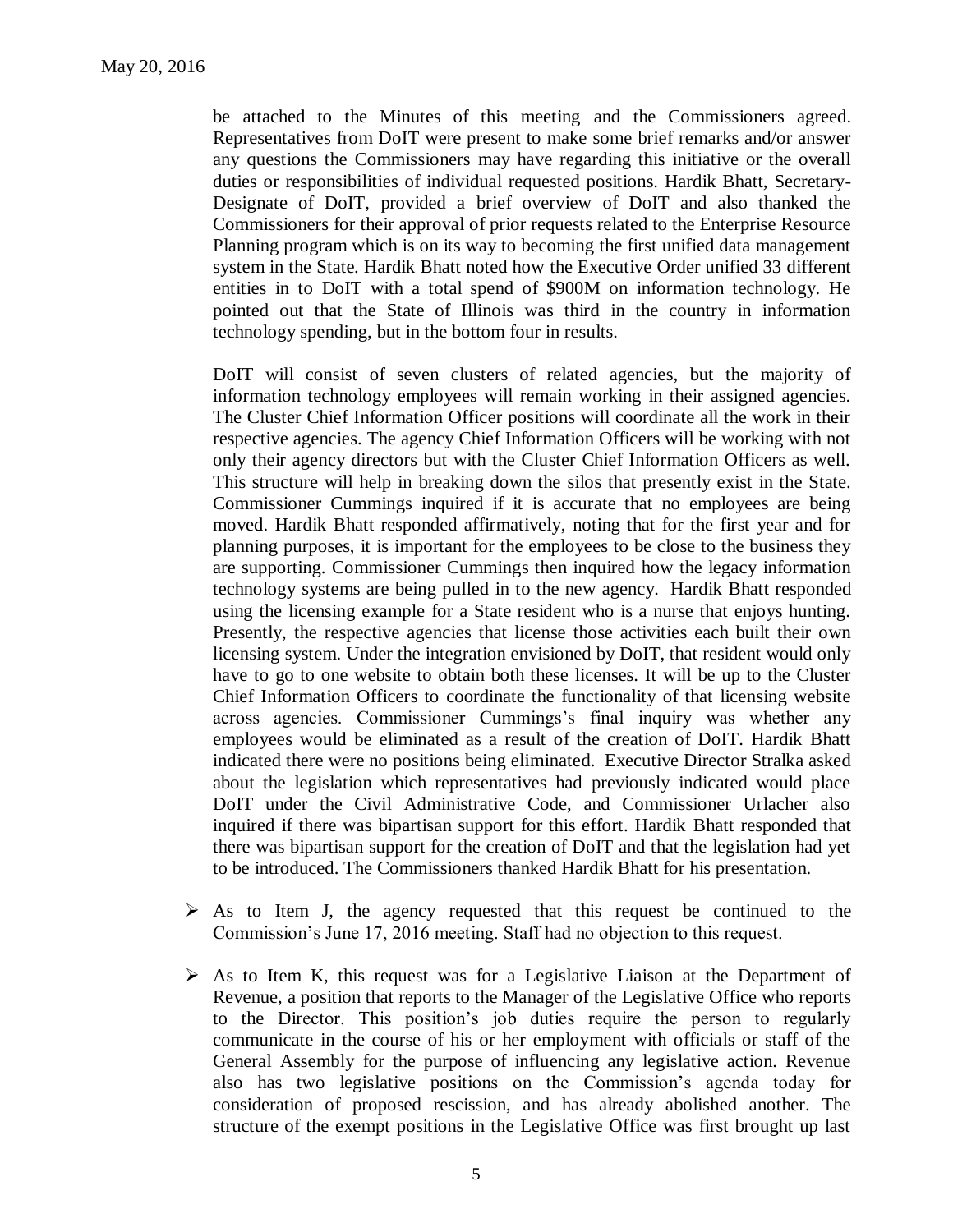be attached to the Minutes of this meeting and the Commissioners agreed. Representatives from DoIT were present to make some brief remarks and/or answer any questions the Commissioners may have regarding this initiative or the overall duties or responsibilities of individual requested positions. Hardik Bhatt, Secretary-Designate of DoIT, provided a brief overview of DoIT and also thanked the Commissioners for their approval of prior requests related to the Enterprise Resource Planning program which is on its way to becoming the first unified data management system in the State. Hardik Bhatt noted how the Executive Order unified 33 different entities in to DoIT with a total spend of $900M on information technology. He pointed out that the State of Illinois was third in the country in information technology spending, but in the bottom four in results.

DoIT will consist of seven clusters of related agencies, but the majority of information technology employees will remain working in their assigned agencies. The Cluster Chief Information Officer positions will coordinate all the work in their respective agencies. The agency Chief Information Officers will be working with not only their agency directors but with the Cluster Chief Information Officers as well. This structure will help in breaking down the silos that presently exist in the State. Commissioner Cummings inquired if it is accurate that no employees are being moved. Hardik Bhatt responded affirmatively, noting that for the first year and for planning purposes, it is important for the employees to be close to the business they are supporting. Commissioner Cummings then inquired how the legacy information technology systems are being pulled in to the new agency. Hardik Bhatt responded using the licensing example for a State resident who is a nurse that enjoys hunting. Presently, the respective agencies that license those activities each built their own licensing system. Under the integration envisioned by DoIT, that resident would only have to go to one website to obtain both these licenses. It will be up to the Cluster Chief Information Officers to coordinate the functionality of that licensing website across agencies. Commissioner Cummings's final inquiry was whether any employees would be eliminated as a result of the creation of DoIT. Hardik Bhatt indicated there were no positions being eliminated. Executive Director Stralka asked about the legislation which representatives had previously indicated would place DoIT under the Civil Administrative Code, and Commissioner Urlacher also inquired if there was bipartisan support for this effort. Hardik Bhatt responded that there was bipartisan support for the creation of DoIT and that the legislation had yet to be introduced. The Commissioners thanked Hardik Bhatt for his presentation.

- As to Item J, the agency requested that this request be continued to the Commission's June 17, 2016 meeting. Staff had no objection to this request.
- As to Item K, this request was for a Legislative Liaison at the Department of Revenue, a position that reports to the Manager of the Legislative Office who reports to the Director. This position's job duties require the person to regularly communicate in the course of his or her employment with officials or staff of the General Assembly for the purpose of influencing any legislative action. Revenue also has two legislative positions on the Commission's agenda today for consideration of proposed rescission, and has already abolished another. The structure of the exempt positions in the Legislative Office was first brought up last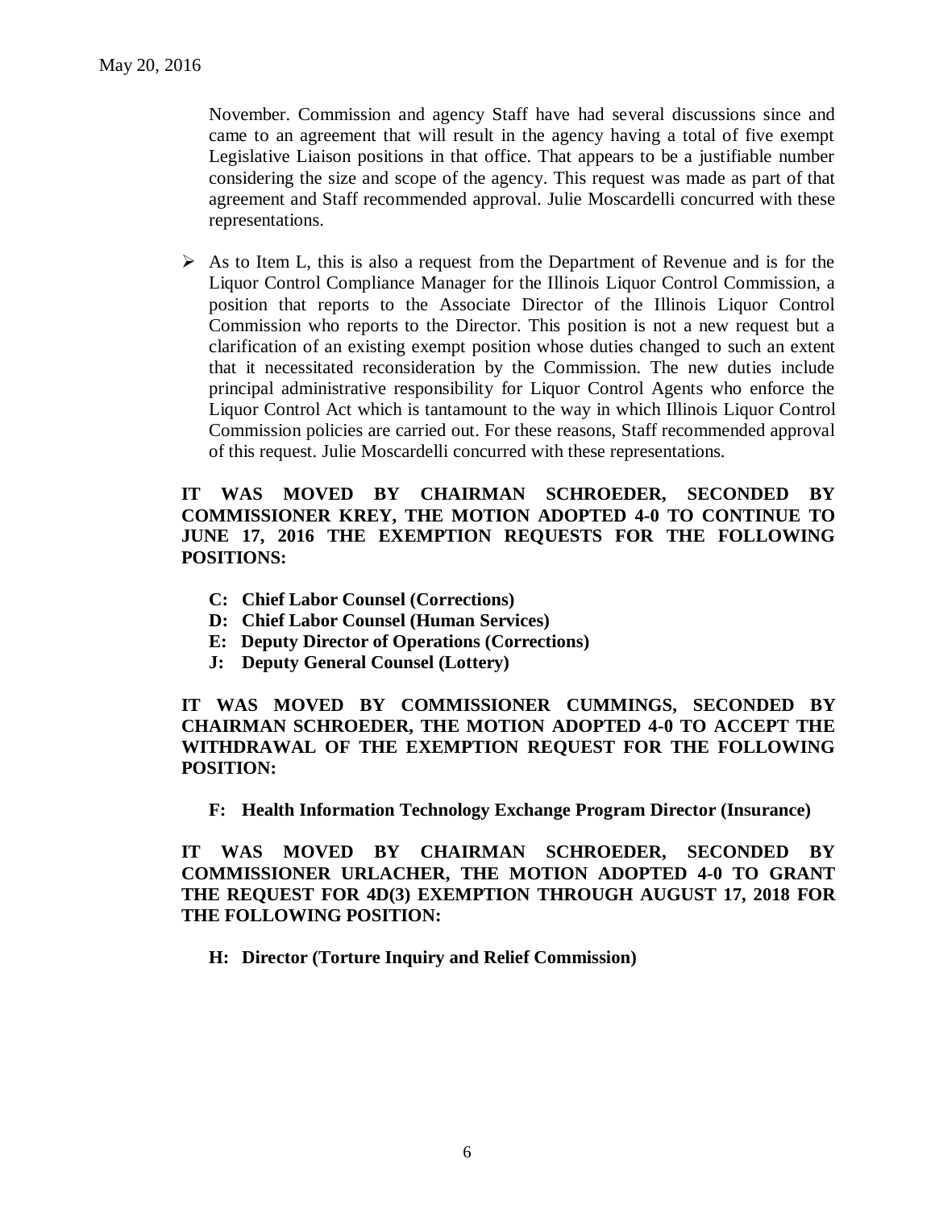November. Commission and agency Staff have had several discussions since and came to an agreement that will result in the agency having a total of five exempt Legislative Liaison positions in that office. That appears to be a justifiable number considering the size and scope of the agency. This request was made as part of that agreement and Staff recommended approval. Julie Moscardelli concurred with these representations.

- As to Item L, this is also a request from the Department of Revenue and is for the Liquor Control Compliance Manager for the Illinois Liquor Control Commission, a position that reports to the Associate Director of the Illinois Liquor Control Commission who reports to the Director. This position is not a new request but a clarification of an existing exempt position whose duties changed to such an extent that it necessitated reconsideration by the Commission. The new duties include principal administrative responsibility for Liquor Control Agents who enforce the Liquor Control Act which is tantamount to the way in which Illinois Liquor Control Commission policies are carried out. For these reasons, Staff recommended approval of this request. Julie Moscardelli concurred with these representations.

**IT WAS MOVED BY CHAIRMAN SCHROEDER, SECONDED BY COMMISSIONER KREY, THE MOTION ADOPTED 4-0 TO CONTINUE TO JUNE 17, 2016 THE EXEMPTION REQUESTS FOR THE FOLLOWING POSITIONS:**

- **C: Chief Labor Counsel (Corrections)**
- **D: Chief Labor Counsel (Human Services)**
- **E: Deputy Director of Operations (Corrections)**
- **J: Deputy General Counsel (Lottery)**

**IT WAS MOVED BY COMMISSIONER CUMMINGS, SECONDED BY CHAIRMAN SCHROEDER, THE MOTION ADOPTED 4-0 TO ACCEPT THE WITHDRAWAL OF THE EXEMPTION REQUEST FOR THE FOLLOWING POSITION:**

- **F: Health Information Technology Exchange Program Director (Insurance)**

**IT WAS MOVED BY CHAIRMAN SCHROEDER, SECONDED BY COMMISSIONER URLACHER, THE MOTION ADOPTED 4-0 TO GRANT THE REQUEST FOR 4D(3) EXEMPTION THROUGH AUGUST 17, 2018 FOR THE FOLLOWING POSITION:**

- **H: Director (Torture Inquiry and Relief Commission)**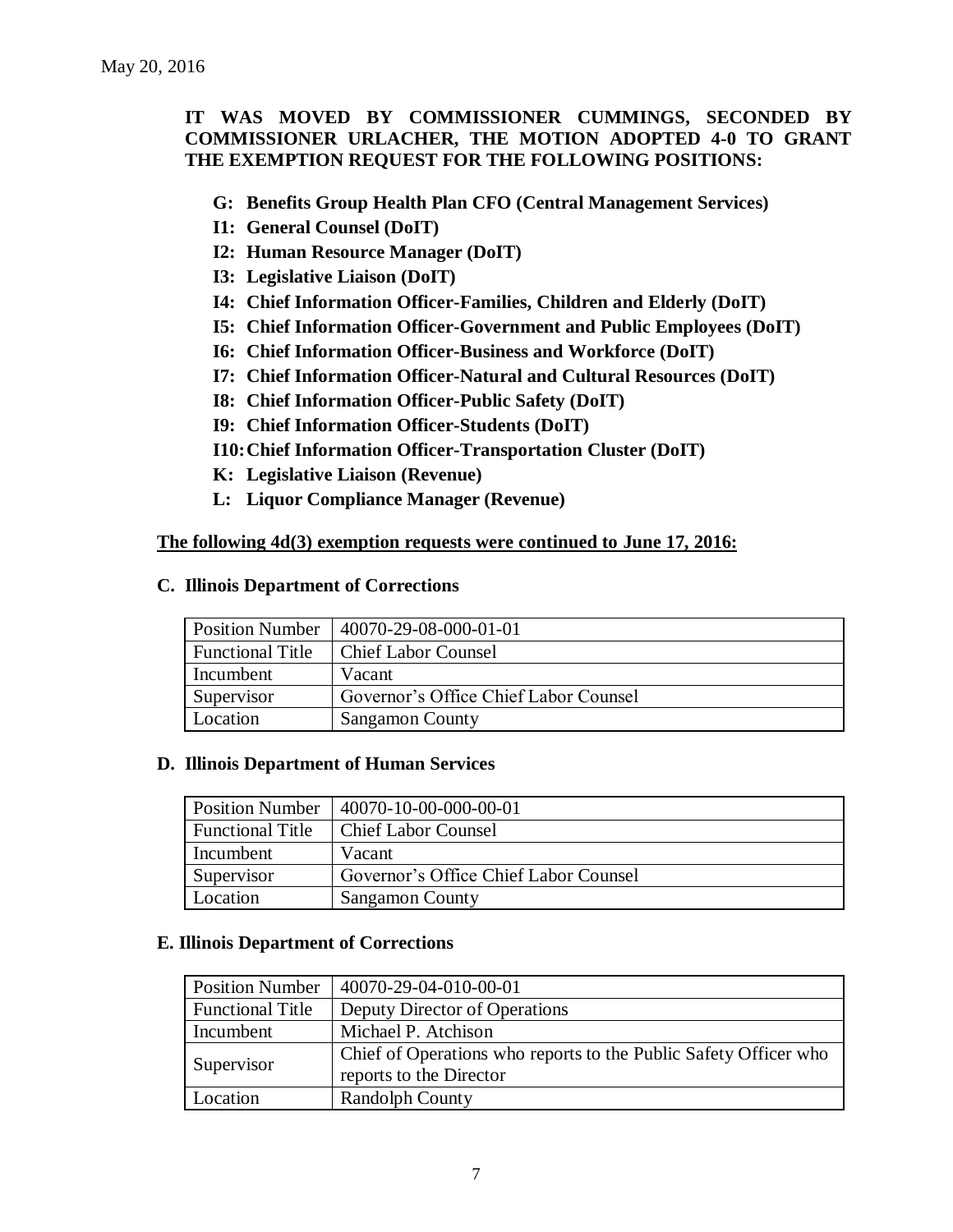May 20, 2016

**IT WAS MOVED BY COMMISSIONER CUMMINGS, SECONDED BY COMMISSIONER URLACHER, THE MOTION ADOPTED 4-0 TO GRANT THE EXEMPTION REQUEST FOR THE FOLLOWING POSITIONS:**

- **G: Benefits Group Health Plan CFO (Central Management Services)**
- **I1: General Counsel (DoIT)**
- **I2: Human Resource Manager (DoIT)**
- **I3: Legislative Liaison (DoIT)**
- **I4: Chief Information Officer-Families, Children and Elderly (DoIT)**
- **I5: Chief Information Officer-Government and Public Employees (DoIT)**
- **I6: Chief Information Officer-Business and Workforce (DoIT)**
- **I7: Chief Information Officer-Natural and Cultural Resources (DoIT)**
- **I8: Chief Information Officer-Public Safety (DoIT)**
- **I9: Chief Information Officer-Students (DoIT)**
- **I10: Chief Information Officer-Transportation Cluster (DoIT)**
- **K: Legislative Liaison (Revenue)**
- **L: Liquor Compliance Manager (Revenue)**

**The following 4d(3) exemption requests were continued to June 17, 2016:**

**C. Illinois Department of Corrections**

| Position Number | 40070-29-08-000-01-01 |
|---|---|
| Functional Title | Chief Labor Counsel |
| Incumbent | Vacant |
| Supervisor | Governor's Office Chief Labor Counsel |
| Location | Sangamon County |

**D. Illinois Department of Human Services**

| Position Number | 40070-10-00-000-00-01 |
|---|---|
| Functional Title | Chief Labor Counsel |
| Incumbent | Vacant |
| Supervisor | Governor's Office Chief Labor Counsel |
| Location | Sangamon County |

**E. Illinois Department of Corrections**

| Position Number | 40070-29-04-010-00-01 |
|---|---|
| Functional Title | Deputy Director of Operations |
| Incumbent | Michael P. Atchison |
| Supervisor | Chief of Operations who reports to the Public Safety Officer who reports to the Director |
| Location | Randolph County |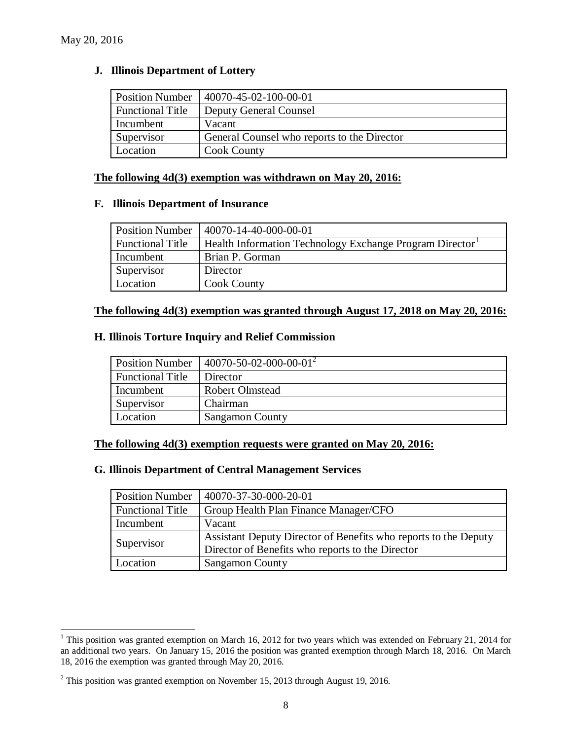May 20, 2016

### J. Illinois Department of Lottery

| Position Number | 40070-45-02-100-00-01 |
|---|---|
| Functional Title | Deputy General Counsel |
| Incumbent | Vacant |
| Supervisor | General Counsel who reports to the Director |
| Location | Cook County |

**The following 4d(3) exemption was withdrawn on May 20, 2016:**

### F. Illinois Department of Insurance

| Position Number | 40070-14-40-000-00-01 |
|---|---|
| Functional Title | Health Information Technology Exchange Program Director[1] |
| Incumbent | Brian P. Gorman |
| Supervisor | Director |
| Location | Cook County |

**The following 4d(3) exemption was granted through August 17, 2018 on May 20, 2016:**

### H. Illinois Torture Inquiry and Relief Commission

| Position Number | 40070-50-02-000-00-01[2] |
|---|---|
| Functional Title | Director |
| Incumbent | Robert Olmstead |
| Supervisor | Chairman |
| Location | Sangamon County |

**The following 4d(3) exemption requests were granted on May 20, 2016:**

### G. Illinois Department of Central Management Services

| Position Number | 40070-37-30-000-20-01 |
|---|---|
| Functional Title | Group Health Plan Finance Manager/CFO |
| Incumbent | Vacant |
| Supervisor | Assistant Deputy Director of Benefits who reports to the Deputy Director of Benefits who reports to the Director |
| Location | Sangamon County |

[1] This position was granted exemption on March 16, 2012 for two years which was extended on February 21, 2014 for an additional two years. On January 15, 2016 the position was granted exemption through March 18, 2016. On March 18, 2016 the exemption was granted through May 20, 2016.

[2] This position was granted exemption on November 15, 2013 through August 19, 2016.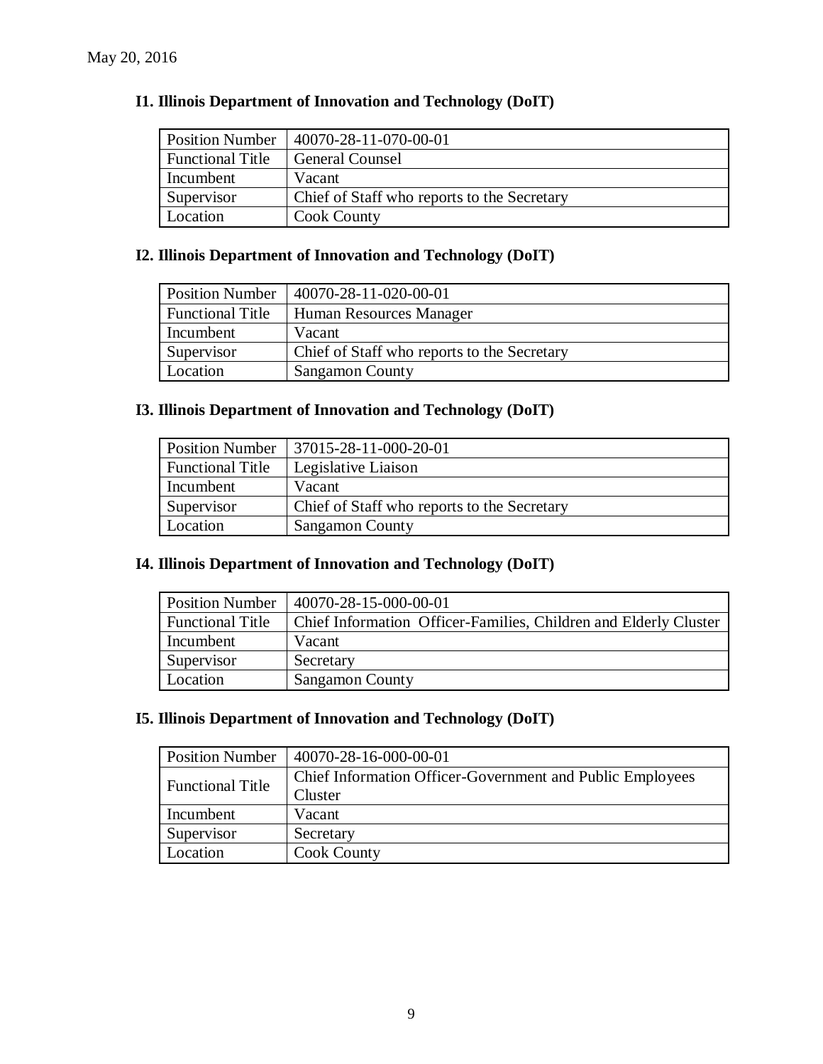May 20, 2016

### I1. Illinois Department of Innovation and Technology (DoIT)

| Position Number | 40070-28-11-070-00-01 |
|---|---|
| Functional Title | General Counsel |
| Incumbent | Vacant |
| Supervisor | Chief of Staff who reports to the Secretary |
| Location | Cook County |

### I2. Illinois Department of Innovation and Technology (DoIT)

| Position Number | 40070-28-11-020-00-01 |
|---|---|
| Functional Title | Human Resources Manager |
| Incumbent | Vacant |
| Supervisor | Chief of Staff who reports to the Secretary |
| Location | Sangamon County |

### I3. Illinois Department of Innovation and Technology (DoIT)

| Position Number | 37015-28-11-000-20-01 |
|---|---|
| Functional Title | Legislative Liaison |
| Incumbent | Vacant |
| Supervisor | Chief of Staff who reports to the Secretary |
| Location | Sangamon County |

### I4. Illinois Department of Innovation and Technology (DoIT)

| Position Number | 40070-28-15-000-00-01 |
|---|---|
| Functional Title | Chief Information Officer-Families, Children and Elderly Cluster |
| Incumbent | Vacant |
| Supervisor | Secretary |
| Location | Sangamon County |

### I5. Illinois Department of Innovation and Technology (DoIT)

| Position Number | 40070-28-16-000-00-01 |
|---|---|
| Functional Title | Chief Information Officer-Government and Public Employees Cluster |
| Incumbent | Vacant |
| Supervisor | Secretary |
| Location | Cook County |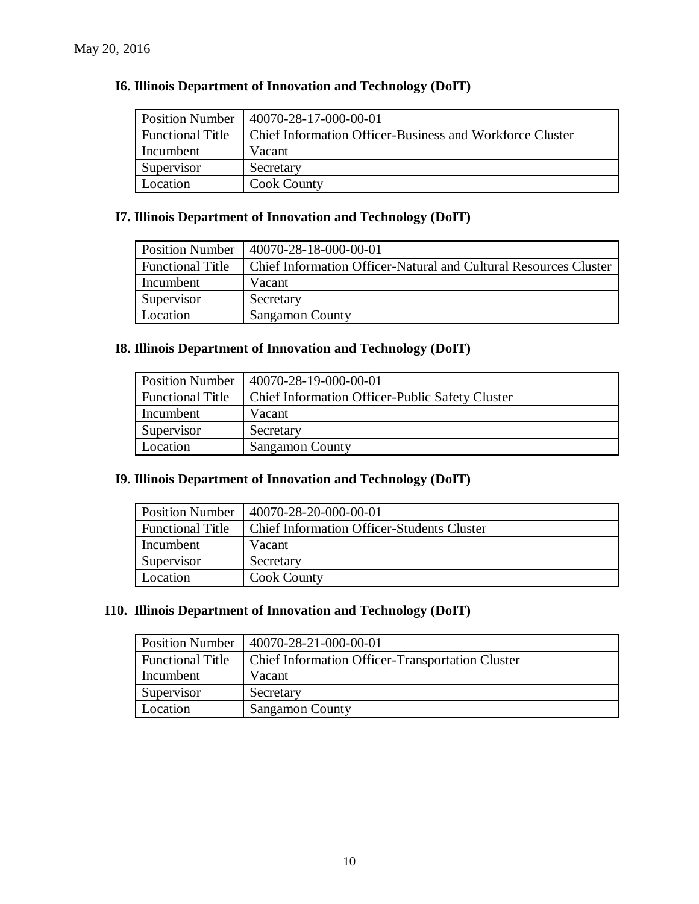May 20, 2016

### I6. Illinois Department of Innovation and Technology (DoIT)

| Position Number | 40070-28-17-000-00-01 |
|---|---|
| Functional Title | Chief Information Officer-Business and Workforce Cluster |
| Incumbent | Vacant |
| Supervisor | Secretary |
| Location | Cook County |

### I7. Illinois Department of Innovation and Technology (DoIT)

| Position Number | 40070-28-18-000-00-01 |
|---|---|
| Functional Title | Chief Information Officer-Natural and Cultural Resources Cluster |
| Incumbent | Vacant |
| Supervisor | Secretary |
| Location | Sangamon County |

### I8. Illinois Department of Innovation and Technology (DoIT)

| Position Number | 40070-28-19-000-00-01 |
|---|---|
| Functional Title | Chief Information Officer-Public Safety Cluster |
| Incumbent | Vacant |
| Supervisor | Secretary |
| Location | Sangamon County |

### I9. Illinois Department of Innovation and Technology (DoIT)

| Position Number | 40070-28-20-000-00-01 |
|---|---|
| Functional Title | Chief Information Officer-Students Cluster |
| Incumbent | Vacant |
| Supervisor | Secretary |
| Location | Cook County |

### I10. Illinois Department of Innovation and Technology (DoIT)

| Position Number | 40070-28-21-000-00-01 |
|---|---|
| Functional Title | Chief Information Officer-Transportation Cluster |
| Incumbent | Vacant |
| Supervisor | Secretary |
| Location | Sangamon County |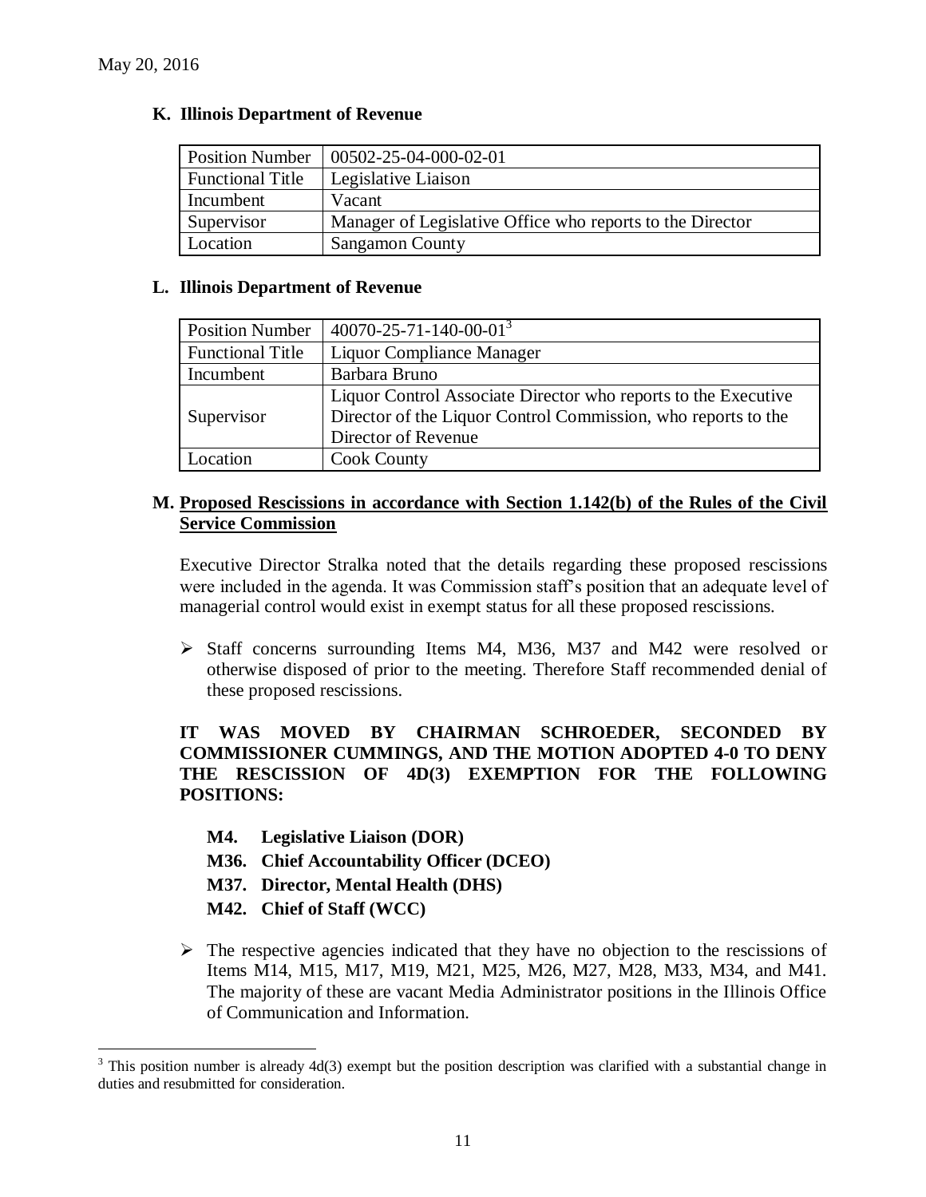May 20, 2016

### K. Illinois Department of Revenue

| Position Number | 00502-25-04-000-02-01 |
|---|---|
| Functional Title | Legislative Liaison |
| Incumbent | Vacant |
| Supervisor | Manager of Legislative Office who reports to the Director |
| Location | Sangamon County |

### L. Illinois Department of Revenue

| Position Number | 40070-25-71-140-00-01[3] |
|---|---|
| Functional Title | Liquor Compliance Manager |
| Incumbent | Barbara Bruno |
| Supervisor | Liquor Control Associate Director who reports to the Executive Director of the Liquor Control Commission, who reports to the Director of Revenue |
| Location | Cook County |

### M. <u>Proposed Rescissions in accordance with Section 1.142(b) of the Rules of the Civil Service Commission</u>

Executive Director Stralka noted that the details regarding these proposed rescissions were included in the agenda. It was Commission staff's position that an adequate level of managerial control would exist in exempt status for all these proposed rescissions.

- Staff concerns surrounding Items M4, M36, M37 and M42 were resolved or otherwise disposed of prior to the meeting. Therefore Staff recommended denial of these proposed rescissions.

**IT WAS MOVED BY CHAIRMAN SCHROEDER, SECONDED BY COMMISSIONER CUMMINGS, AND THE MOTION ADOPTED 4-0 TO DENY THE RESCISSION OF 4D(3) EXEMPTION FOR THE FOLLOWING POSITIONS:**

- **M4. Legislative Liaison (DOR)**
- **M36. Chief Accountability Officer (DCEO)**
- **M37. Director, Mental Health (DHS)**
- **M42. Chief of Staff (WCC)**

- The respective agencies indicated that they have no objection to the rescissions of Items M14, M15, M17, M19, M21, M25, M26, M27, M28, M33, M34, and M41. The majority of these are vacant Media Administrator positions in the Illinois Office of Communication and Information.

[3] This position number is already 4d(3) exempt but the position description was clarified with a substantial change in duties and resubmitted for consideration.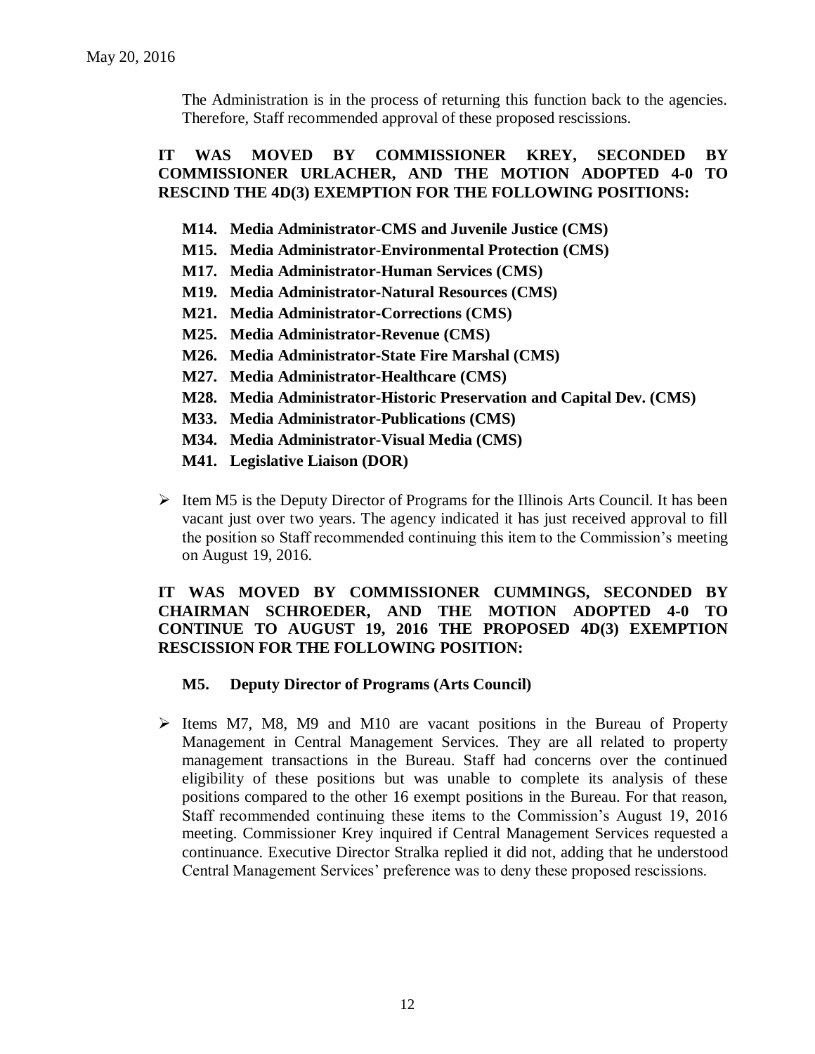The Administration is in the process of returning this function back to the agencies. Therefore, Staff recommended approval of these proposed rescissions.

**IT WAS MOVED BY COMMISSIONER KREY, SECONDED BY COMMISSIONER URLACHER, AND THE MOTION ADOPTED 4-0 TO RESCIND THE 4D(3) EXEMPTION FOR THE FOLLOWING POSITIONS:**

- **M14. Media Administrator-CMS and Juvenile Justice (CMS)**
- **M15. Media Administrator-Environmental Protection (CMS)**
- **M17. Media Administrator-Human Services (CMS)**
- **M19. Media Administrator-Natural Resources (CMS)**
- **M21. Media Administrator-Corrections (CMS)**
- **M25. Media Administrator-Revenue (CMS)**
- **M26. Media Administrator-State Fire Marshal (CMS)**
- **M27. Media Administrator-Healthcare (CMS)**
- **M28. Media Administrator-Historic Preservation and Capital Dev. (CMS)**
- **M33. Media Administrator-Publications (CMS)**
- **M34. Media Administrator-Visual Media (CMS)**
- **M41. Legislative Liaison (DOR)**

- Item M5 is the Deputy Director of Programs for the Illinois Arts Council. It has been vacant just over two years. The agency indicated it has just received approval to fill the position so Staff recommended continuing this item to the Commission's meeting on August 19, 2016.

**IT WAS MOVED BY COMMISSIONER CUMMINGS, SECONDED BY CHAIRMAN SCHROEDER, AND THE MOTION ADOPTED 4-0 TO CONTINUE TO AUGUST 19, 2016 THE PROPOSED 4D(3) EXEMPTION RESCISSION FOR THE FOLLOWING POSITION:**

- **M5. Deputy Director of Programs (Arts Council)**

- Items M7, M8, M9 and M10 are vacant positions in the Bureau of Property Management in Central Management Services. They are all related to property management transactions in the Bureau. Staff had concerns over the continued eligibility of these positions but was unable to complete its analysis of these positions compared to the other 16 exempt positions in the Bureau. For that reason, Staff recommended continuing these items to the Commission's August 19, 2016 meeting. Commissioner Krey inquired if Central Management Services requested a continuance. Executive Director Stralka replied it did not, adding that he understood Central Management Services' preference was to deny these proposed rescissions.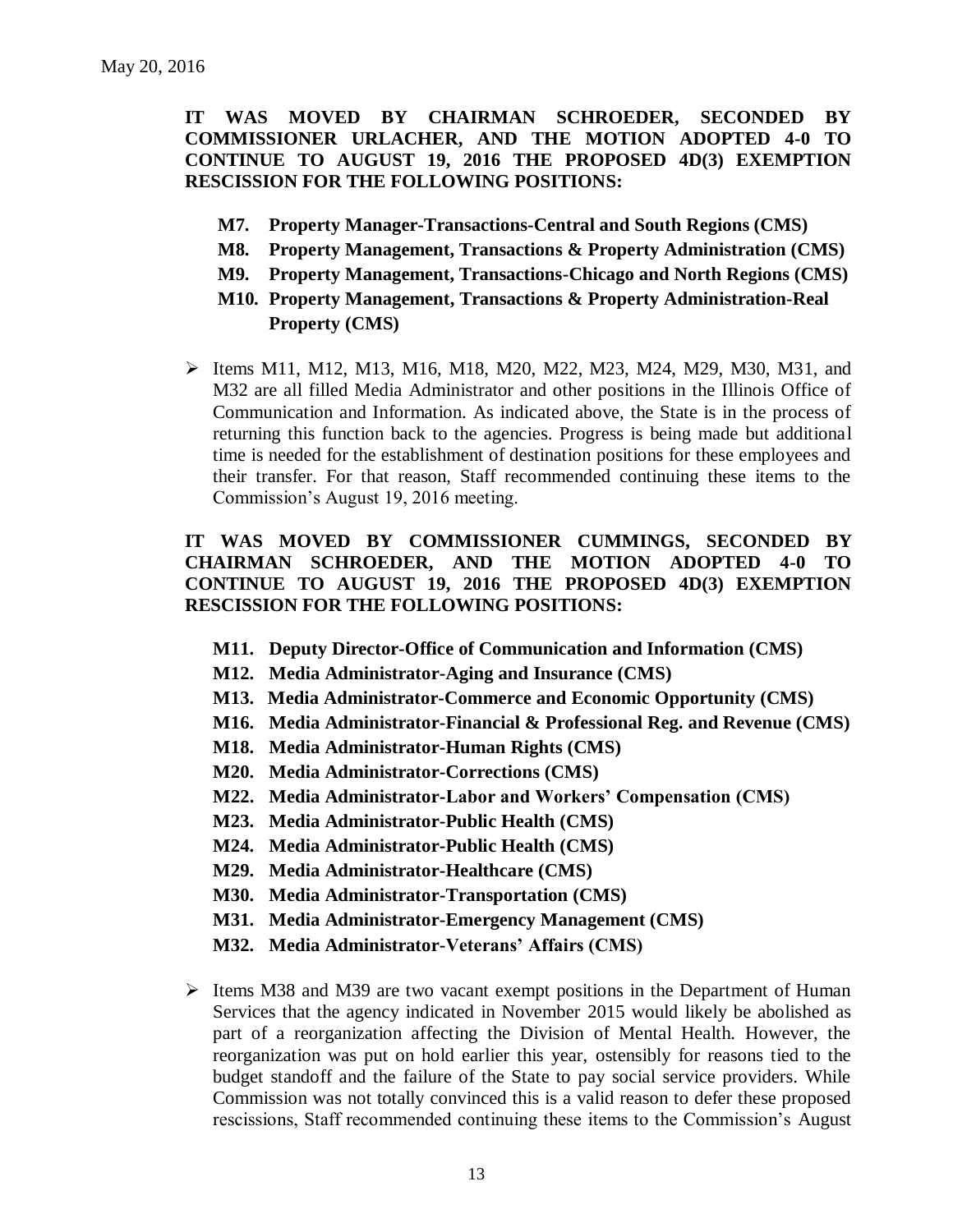**IT WAS MOVED BY CHAIRMAN SCHROEDER, SECONDED BY COMMISSIONER URLACHER, AND THE MOTION ADOPTED 4-0 TO CONTINUE TO AUGUST 19, 2016 THE PROPOSED 4D(3) EXEMPTION RESCISSION FOR THE FOLLOWING POSITIONS:**

- **M7. Property Manager-Transactions-Central and South Regions (CMS)**
- **M8. Property Management, Transactions & Property Administration (CMS)**
- **M9. Property Management, Transactions-Chicago and North Regions (CMS)**
- **M10. Property Management, Transactions & Property Administration-Real Property (CMS)**

- Items M11, M12, M13, M16, M18, M20, M22, M23, M24, M29, M30, M31, and M32 are all filled Media Administrator and other positions in the Illinois Office of Communication and Information. As indicated above, the State is in the process of returning this function back to the agencies. Progress is being made but additional time is needed for the establishment of destination positions for these employees and their transfer. For that reason, Staff recommended continuing these items to the Commission's August 19, 2016 meeting.

**IT WAS MOVED BY COMMISSIONER CUMMINGS, SECONDED BY CHAIRMAN SCHROEDER, AND THE MOTION ADOPTED 4-0 TO CONTINUE TO AUGUST 19, 2016 THE PROPOSED 4D(3) EXEMPTION RESCISSION FOR THE FOLLOWING POSITIONS:**

- **M11. Deputy Director-Office of Communication and Information (CMS)**
- **M12. Media Administrator-Aging and Insurance (CMS)**
- **M13. Media Administrator-Commerce and Economic Opportunity (CMS)**
- **M16. Media Administrator-Financial & Professional Reg. and Revenue (CMS)**
- **M18. Media Administrator-Human Rights (CMS)**
- **M20. Media Administrator-Corrections (CMS)**
- **M22. Media Administrator-Labor and Workers' Compensation (CMS)**
- **M23. Media Administrator-Public Health (CMS)**
- **M24. Media Administrator-Public Health (CMS)**
- **M29. Media Administrator-Healthcare (CMS)**
- **M30. Media Administrator-Transportation (CMS)**
- **M31. Media Administrator-Emergency Management (CMS)**
- **M32. Media Administrator-Veterans' Affairs (CMS)**

- Items M38 and M39 are two vacant exempt positions in the Department of Human Services that the agency indicated in November 2015 would likely be abolished as part of a reorganization affecting the Division of Mental Health. However, the reorganization was put on hold earlier this year, ostensibly for reasons tied to the budget standoff and the failure of the State to pay social service providers. While Commission was not totally convinced this is a valid reason to defer these proposed rescissions, Staff recommended continuing these items to the Commission's August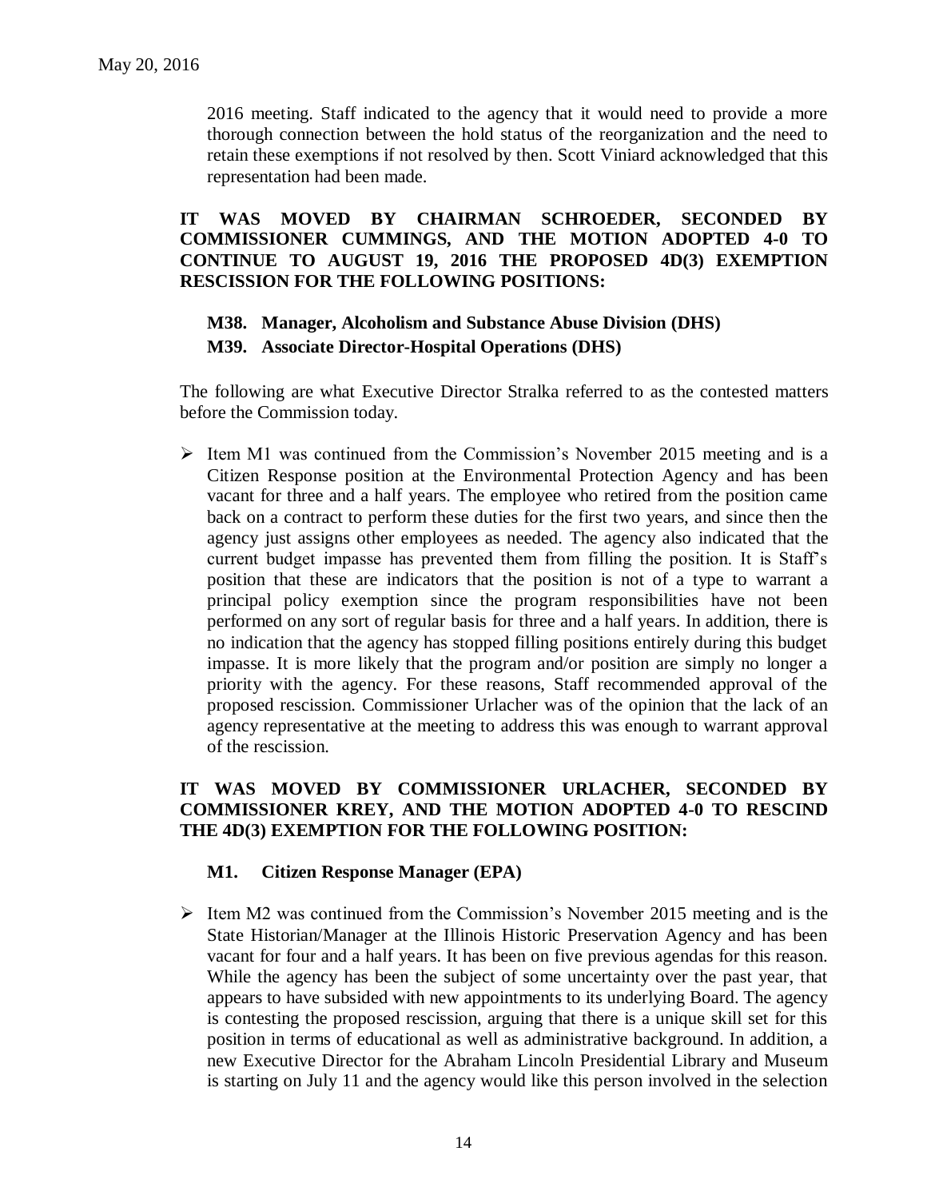2016 meeting. Staff indicated to the agency that it would need to provide a more thorough connection between the hold status of the reorganization and the need to retain these exemptions if not resolved by then. Scott Viniard acknowledged that this representation had been made.

**IT WAS MOVED BY CHAIRMAN SCHROEDER, SECONDED BY COMMISSIONER CUMMINGS, AND THE MOTION ADOPTED 4-0 TO CONTINUE TO AUGUST 19, 2016 THE PROPOSED 4D(3) EXEMPTION RESCISSION FOR THE FOLLOWING POSITIONS:**

**M38. Manager, Alcoholism and Substance Abuse Division (DHS)**

**M39. Associate Director-Hospital Operations (DHS)**

The following are what Executive Director Stralka referred to as the contested matters before the Commission today.

- Item M1 was continued from the Commission's November 2015 meeting and is a Citizen Response position at the Environmental Protection Agency and has been vacant for three and a half years. The employee who retired from the position came back on a contract to perform these duties for the first two years, and since then the agency just assigns other employees as needed. The agency also indicated that the current budget impasse has prevented them from filling the position. It is Staff's position that these are indicators that the position is not of a type to warrant a principal policy exemption since the program responsibilities have not been performed on any sort of regular basis for three and a half years. In addition, there is no indication that the agency has stopped filling positions entirely during this budget impasse. It is more likely that the program and/or position are simply no longer a priority with the agency. For these reasons, Staff recommended approval of the proposed rescission. Commissioner Urlacher was of the opinion that the lack of an agency representative at the meeting to address this was enough to warrant approval of the rescission.

**IT WAS MOVED BY COMMISSIONER URLACHER, SECONDED BY COMMISSIONER KREY, AND THE MOTION ADOPTED 4-0 TO RESCIND THE 4D(3) EXEMPTION FOR THE FOLLOWING POSITION:**

**M1. Citizen Response Manager (EPA)**

- Item M2 was continued from the Commission's November 2015 meeting and is the State Historian/Manager at the Illinois Historic Preservation Agency and has been vacant for four and a half years. It has been on five previous agendas for this reason. While the agency has been the subject of some uncertainty over the past year, that appears to have subsided with new appointments to its underlying Board. The agency is contesting the proposed rescission, arguing that there is a unique skill set for this position in terms of educational as well as administrative background. In addition, a new Executive Director for the Abraham Lincoln Presidential Library and Museum is starting on July 11 and the agency would like this person involved in the selection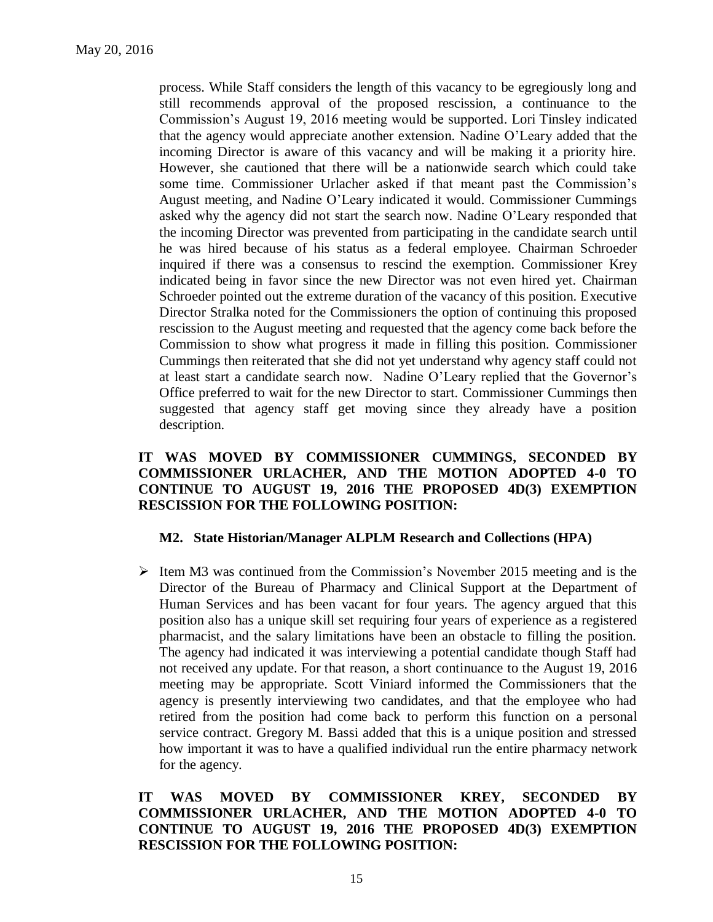process. While Staff considers the length of this vacancy to be egregiously long and still recommends approval of the proposed rescission, a continuance to the Commission's August 19, 2016 meeting would be supported. Lori Tinsley indicated that the agency would appreciate another extension. Nadine O'Leary added that the incoming Director is aware of this vacancy and will be making it a priority hire. However, she cautioned that there will be a nationwide search which could take some time. Commissioner Urlacher asked if that meant past the Commission's August meeting, and Nadine O'Leary indicated it would. Commissioner Cummings asked why the agency did not start the search now. Nadine O'Leary responded that the incoming Director was prevented from participating in the candidate search until he was hired because of his status as a federal employee. Chairman Schroeder inquired if there was a consensus to rescind the exemption. Commissioner Krey indicated being in favor since the new Director was not even hired yet. Chairman Schroeder pointed out the extreme duration of the vacancy of this position. Executive Director Stralka noted for the Commissioners the option of continuing this proposed rescission to the August meeting and requested that the agency come back before the Commission to show what progress it made in filling this position. Commissioner Cummings then reiterated that she did not yet understand why agency staff could not at least start a candidate search now. Nadine O'Leary replied that the Governor's Office preferred to wait for the new Director to start. Commissioner Cummings then suggested that agency staff get moving since they already have a position description.

**IT WAS MOVED BY COMMISSIONER CUMMINGS, SECONDED BY COMMISSIONER URLACHER, AND THE MOTION ADOPTED 4-0 TO CONTINUE TO AUGUST 19, 2016 THE PROPOSED 4D(3) EXEMPTION RESCISSION FOR THE FOLLOWING POSITION:**

**M2. State Historian/Manager ALPLM Research and Collections (HPA)**

- Item M3 was continued from the Commission's November 2015 meeting and is the Director of the Bureau of Pharmacy and Clinical Support at the Department of Human Services and has been vacant for four years. The agency argued that this position also has a unique skill set requiring four years of experience as a registered pharmacist, and the salary limitations have been an obstacle to filling the position. The agency had indicated it was interviewing a potential candidate though Staff had not received any update. For that reason, a short continuance to the August 19, 2016 meeting may be appropriate. Scott Viniard informed the Commissioners that the agency is presently interviewing two candidates, and that the employee who had retired from the position had come back to perform this function on a personal service contract. Gregory M. Bassi added that this is a unique position and stressed how important it was to have a qualified individual run the entire pharmacy network for the agency.

**IT WAS MOVED BY COMMISSIONER KREY, SECONDED BY COMMISSIONER URLACHER, AND THE MOTION ADOPTED 4-0 TO CONTINUE TO AUGUST 19, 2016 THE PROPOSED 4D(3) EXEMPTION RESCISSION FOR THE FOLLOWING POSITION:**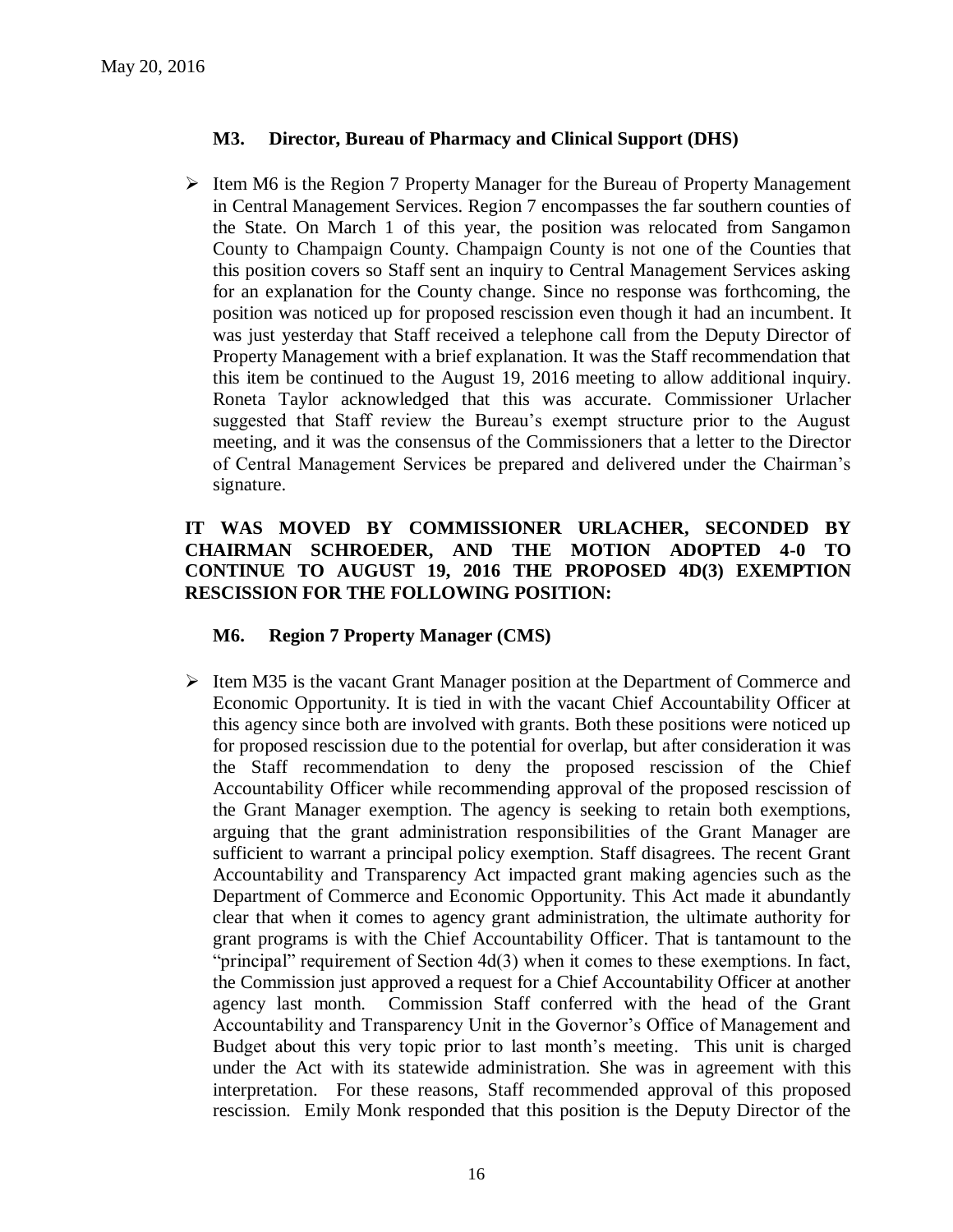**M3. Director, Bureau of Pharmacy and Clinical Support (DHS)**

- Item M6 is the Region 7 Property Manager for the Bureau of Property Management in Central Management Services. Region 7 encompasses the far southern counties of the State. On March 1 of this year, the position was relocated from Sangamon County to Champaign County. Champaign County is not one of the Counties that this position covers so Staff sent an inquiry to Central Management Services asking for an explanation for the County change. Since no response was forthcoming, the position was noticed up for proposed rescission even though it had an incumbent. It was just yesterday that Staff received a telephone call from the Deputy Director of Property Management with a brief explanation. It was the Staff recommendation that this item be continued to the August 19, 2016 meeting to allow additional inquiry. Roneta Taylor acknowledged that this was accurate. Commissioner Urlacher suggested that Staff review the Bureau's exempt structure prior to the August meeting, and it was the consensus of the Commissioners that a letter to the Director of Central Management Services be prepared and delivered under the Chairman's signature.

**IT WAS MOVED BY COMMISSIONER URLACHER, SECONDED BY CHAIRMAN SCHROEDER, AND THE MOTION ADOPTED 4-0 TO CONTINUE TO AUGUST 19, 2016 THE PROPOSED 4D(3) EXEMPTION RESCISSION FOR THE FOLLOWING POSITION:**

**M6. Region 7 Property Manager (CMS)**

- Item M35 is the vacant Grant Manager position at the Department of Commerce and Economic Opportunity. It is tied in with the vacant Chief Accountability Officer at this agency since both are involved with grants. Both these positions were noticed up for proposed rescission due to the potential for overlap, but after consideration it was the Staff recommendation to deny the proposed rescission of the Chief Accountability Officer while recommending approval of the proposed rescission of the Grant Manager exemption. The agency is seeking to retain both exemptions, arguing that the grant administration responsibilities of the Grant Manager are sufficient to warrant a principal policy exemption. Staff disagrees. The recent Grant Accountability and Transparency Act impacted grant making agencies such as the Department of Commerce and Economic Opportunity. This Act made it abundantly clear that when it comes to agency grant administration, the ultimate authority for grant programs is with the Chief Accountability Officer. That is tantamount to the "principal" requirement of Section 4d(3) when it comes to these exemptions. In fact, the Commission just approved a request for a Chief Accountability Officer at another agency last month. Commission Staff conferred with the head of the Grant Accountability and Transparency Unit in the Governor's Office of Management and Budget about this very topic prior to last month's meeting. This unit is charged under the Act with its statewide administration. She was in agreement with this interpretation. For these reasons, Staff recommended approval of this proposed rescission. Emily Monk responded that this position is the Deputy Director of the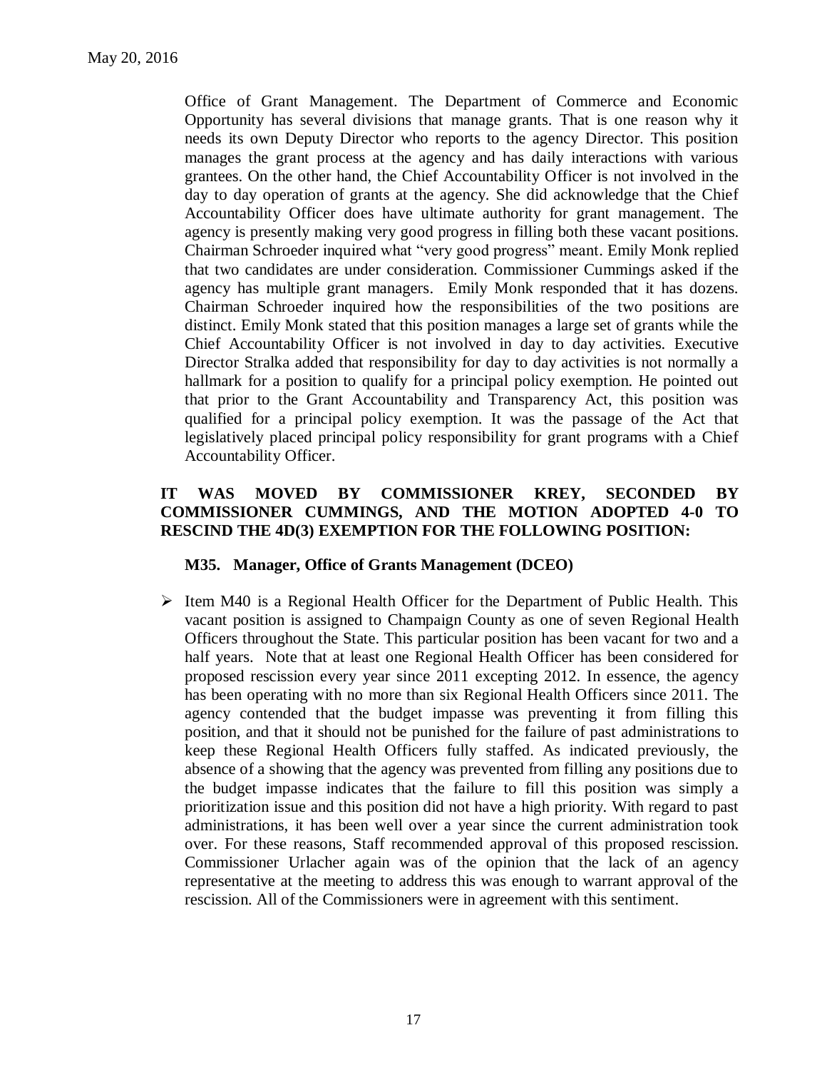Office of Grant Management. The Department of Commerce and Economic Opportunity has several divisions that manage grants. That is one reason why it needs its own Deputy Director who reports to the agency Director. This position manages the grant process at the agency and has daily interactions with various grantees. On the other hand, the Chief Accountability Officer is not involved in the day to day operation of grants at the agency. She did acknowledge that the Chief Accountability Officer does have ultimate authority for grant management. The agency is presently making very good progress in filling both these vacant positions. Chairman Schroeder inquired what "very good progress" meant. Emily Monk replied that two candidates are under consideration. Commissioner Cummings asked if the agency has multiple grant managers. Emily Monk responded that it has dozens. Chairman Schroeder inquired how the responsibilities of the two positions are distinct. Emily Monk stated that this position manages a large set of grants while the Chief Accountability Officer is not involved in day to day activities. Executive Director Stralka added that responsibility for day to day activities is not normally a hallmark for a position to qualify for a principal policy exemption. He pointed out that prior to the Grant Accountability and Transparency Act, this position was qualified for a principal policy exemption. It was the passage of the Act that legislatively placed principal policy responsibility for grant programs with a Chief Accountability Officer.

**IT WAS MOVED BY COMMISSIONER KREY, SECONDED BY COMMISSIONER CUMMINGS, AND THE MOTION ADOPTED 4-0 TO RESCIND THE 4D(3) EXEMPTION FOR THE FOLLOWING POSITION:**

**M35. Manager, Office of Grants Management (DCEO)**

- Item M40 is a Regional Health Officer for the Department of Public Health. This vacant position is assigned to Champaign County as one of seven Regional Health Officers throughout the State. This particular position has been vacant for two and a half years. Note that at least one Regional Health Officer has been considered for proposed rescission every year since 2011 excepting 2012. In essence, the agency has been operating with no more than six Regional Health Officers since 2011. The agency contended that the budget impasse was preventing it from filling this position, and that it should not be punished for the failure of past administrations to keep these Regional Health Officers fully staffed. As indicated previously, the absence of a showing that the agency was prevented from filling any positions due to the budget impasse indicates that the failure to fill this position was simply a prioritization issue and this position did not have a high priority. With regard to past administrations, it has been well over a year since the current administration took over. For these reasons, Staff recommended approval of this proposed rescission. Commissioner Urlacher again was of the opinion that the lack of an agency representative at the meeting to address this was enough to warrant approval of the rescission. All of the Commissioners were in agreement with this sentiment.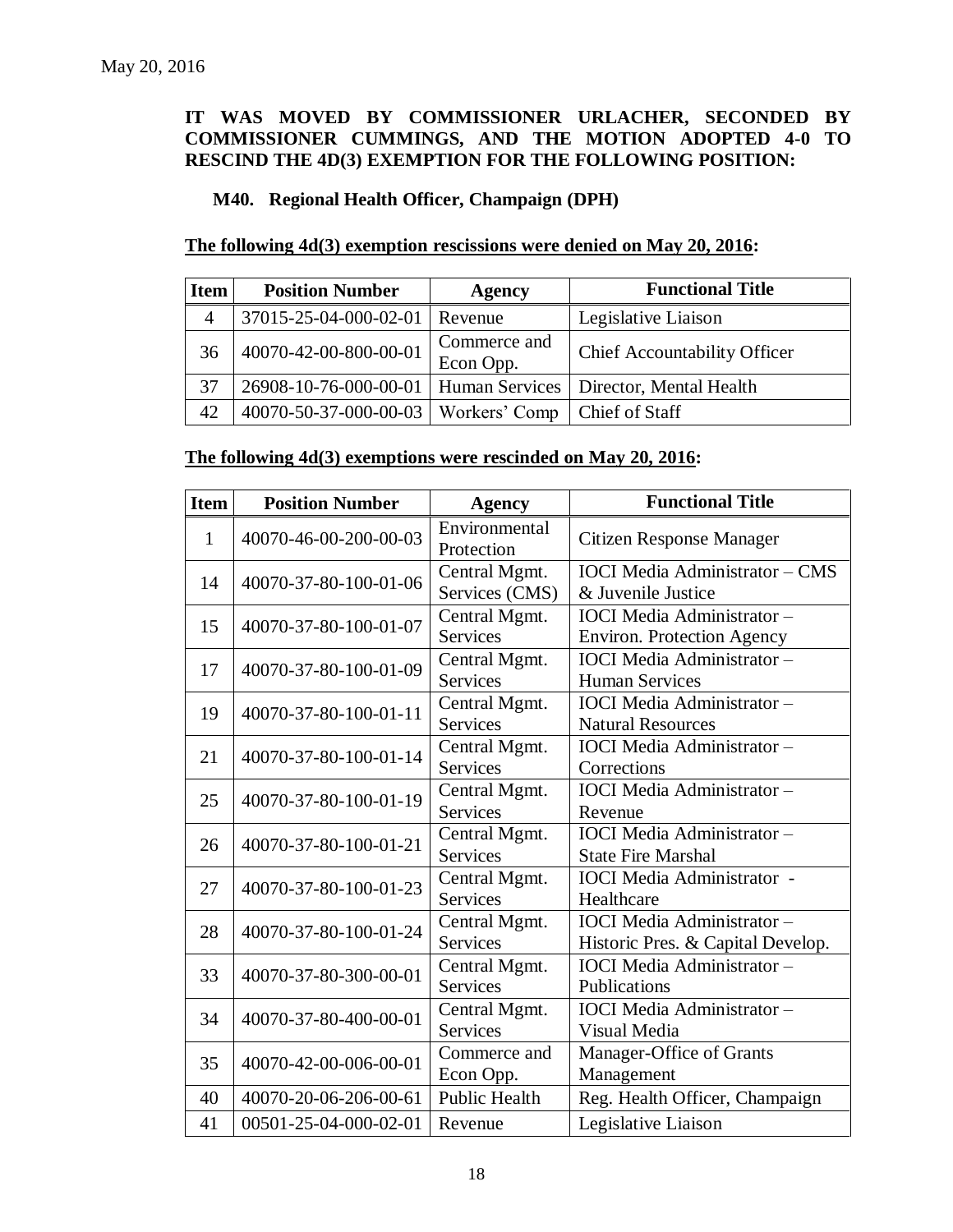May 20, 2016

**IT WAS MOVED BY COMMISSIONER URLACHER, SECONDED BY COMMISSIONER CUMMINGS, AND THE MOTION ADOPTED 4-0 TO RESCIND THE 4D(3) EXEMPTION FOR THE FOLLOWING POSITION:**

**M40. Regional Health Officer, Champaign (DPH)**

**The following 4d(3) exemption rescissions were denied on May 20, 2016:**

| Item | Position Number | Agency | Functional Title |
|---|---|---|---|
| 4 | 37015-25-04-000-02-01 | Revenue | Legislative Liaison |
| 36 | 40070-42-00-800-00-01 | Commerce and Econ Opp. | Chief Accountability Officer |
| 37 | 26908-10-76-000-00-01 | Human Services | Director, Mental Health |
| 42 | 40070-50-37-000-00-03 | Workers' Comp | Chief of Staff |

**The following 4d(3) exemptions were rescinded on May 20, 2016:**

| Item | Position Number | Agency | Functional Title |
|---|---|---|---|
| 1 | 40070-46-00-200-00-03 | Environmental Protection | Citizen Response Manager |
| 14 | 40070-37-80-100-01-06 | Central Mgmt. Services (CMS) | IOCI Media Administrator – CMS & Juvenile Justice |
| 15 | 40070-37-80-100-01-07 | Central Mgmt. Services | IOCI Media Administrator – Environ. Protection Agency |
| 17 | 40070-37-80-100-01-09 | Central Mgmt. Services | IOCI Media Administrator – Human Services |
| 19 | 40070-37-80-100-01-11 | Central Mgmt. Services | IOCI Media Administrator – Natural Resources |
| 21 | 40070-37-80-100-01-14 | Central Mgmt. Services | IOCI Media Administrator – Corrections |
| 25 | 40070-37-80-100-01-19 | Central Mgmt. Services | IOCI Media Administrator – Revenue |
| 26 | 40070-37-80-100-01-21 | Central Mgmt. Services | IOCI Media Administrator – State Fire Marshal |
| 27 | 40070-37-80-100-01-23 | Central Mgmt. Services | IOCI Media Administrator - Healthcare |
| 28 | 40070-37-80-100-01-24 | Central Mgmt. Services | IOCI Media Administrator – Historic Pres. & Capital Develop. |
| 33 | 40070-37-80-300-00-01 | Central Mgmt. Services | IOCI Media Administrator – Publications |
| 34 | 40070-37-80-400-00-01 | Central Mgmt. Services | IOCI Media Administrator – Visual Media |
| 35 | 40070-42-00-006-00-01 | Commerce and Econ Opp. | Manager-Office of Grants Management |
| 40 | 40070-20-06-206-00-61 | Public Health | Reg. Health Officer, Champaign |
| 41 | 00501-25-04-000-02-01 | Revenue | Legislative Liaison |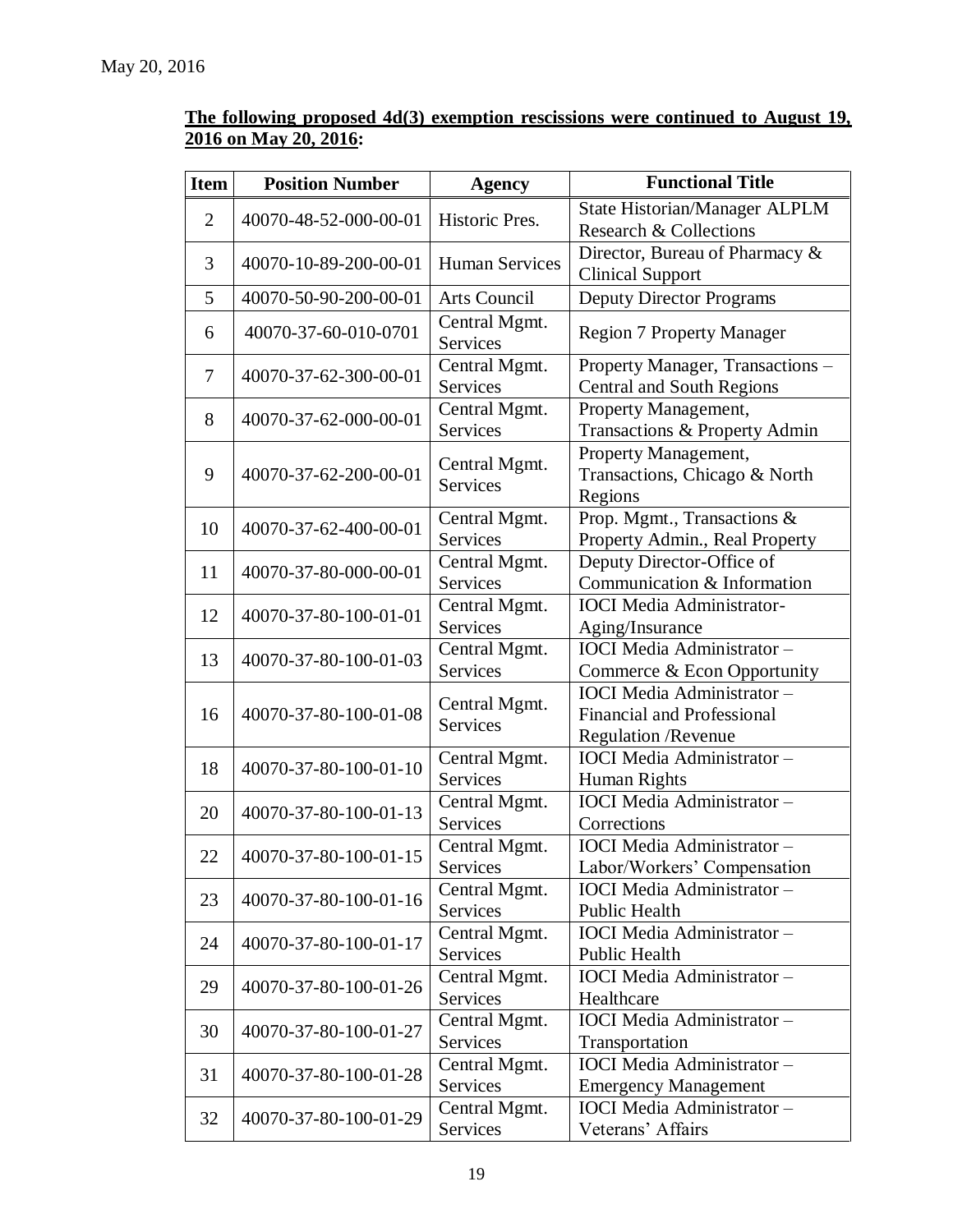May 20, 2016

**The following proposed 4d(3) exemption rescissions were continued to August 19, 2016 on May 20, 2016:**

| Item | Position Number | Agency | Functional Title |
|---|---|---|---|
| 2 | 40070-48-52-000-00-01 | Historic Pres. | State Historian/Manager ALPLM Research & Collections |
| 3 | 40070-10-89-200-00-01 | Human Services | Director, Bureau of Pharmacy & Clinical Support |
| 5 | 40070-50-90-200-00-01 | Arts Council | Deputy Director Programs |
| 6 | 40070-37-60-010-0701 | Central Mgmt. Services | Region 7 Property Manager |
| 7 | 40070-37-62-300-00-01 | Central Mgmt. Services | Property Manager, Transactions – Central and South Regions |
| 8 | 40070-37-62-000-00-01 | Central Mgmt. Services | Property Management, Transactions & Property Admin |
| 9 | 40070-37-62-200-00-01 | Central Mgmt. Services | Property Management, Transactions, Chicago & North Regions |
| 10 | 40070-37-62-400-00-01 | Central Mgmt. Services | Prop. Mgmt., Transactions & Property Admin., Real Property |
| 11 | 40070-37-80-000-00-01 | Central Mgmt. Services | Deputy Director-Office of Communication & Information |
| 12 | 40070-37-80-100-01-01 | Central Mgmt. Services | IOCI Media Administrator-Aging/Insurance |
| 13 | 40070-37-80-100-01-03 | Central Mgmt. Services | IOCI Media Administrator – Commerce & Econ Opportunity |
| 16 | 40070-37-80-100-01-08 | Central Mgmt. Services | IOCI Media Administrator – Financial and Professional Regulation /Revenue |
| 18 | 40070-37-80-100-01-10 | Central Mgmt. Services | IOCI Media Administrator – Human Rights |
| 20 | 40070-37-80-100-01-13 | Central Mgmt. Services | IOCI Media Administrator – Corrections |
| 22 | 40070-37-80-100-01-15 | Central Mgmt. Services | IOCI Media Administrator – Labor/Workers' Compensation |
| 23 | 40070-37-80-100-01-16 | Central Mgmt. Services | IOCI Media Administrator – Public Health |
| 24 | 40070-37-80-100-01-17 | Central Mgmt. Services | IOCI Media Administrator – Public Health |
| 29 | 40070-37-80-100-01-26 | Central Mgmt. Services | IOCI Media Administrator – Healthcare |
| 30 | 40070-37-80-100-01-27 | Central Mgmt. Services | IOCI Media Administrator – Transportation |
| 31 | 40070-37-80-100-01-28 | Central Mgmt. Services | IOCI Media Administrator – Emergency Management |
| 32 | 40070-37-80-100-01-29 | Central Mgmt. Services | IOCI Media Administrator – Veterans' Affairs |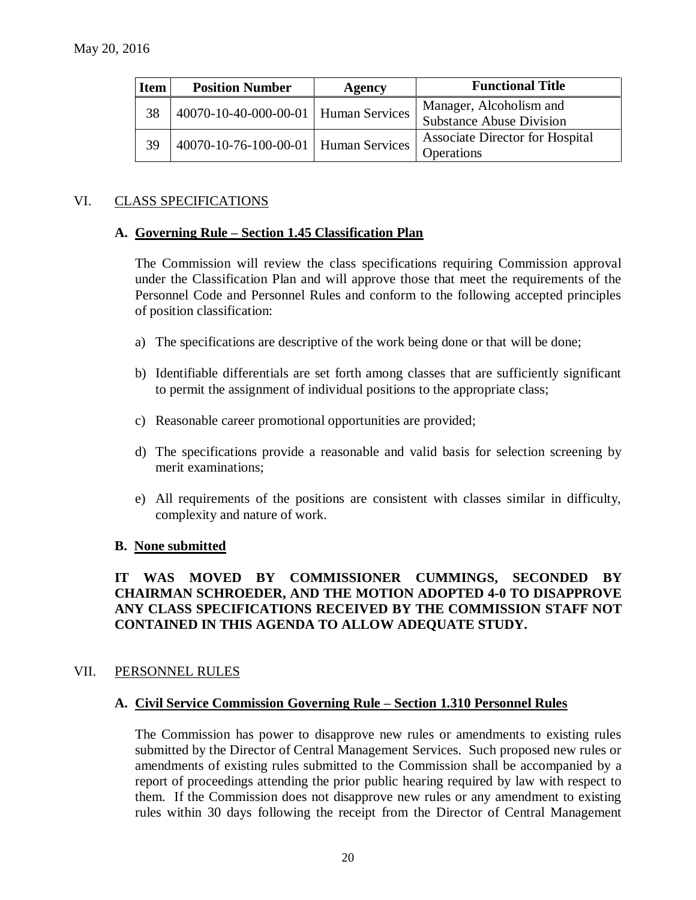May 20, 2016

| Item | Position Number | Agency | Functional Title |
|---|---|---|---|
| 38 | 40070-10-40-000-00-01 | Human Services | Manager, Alcoholism and Substance Abuse Division |
| 39 | 40070-10-76-100-00-01 | Human Services | Associate Director for Hospital Operations |

## VI. CLASS SPECIFICATIONS

### A. Governing Rule – Section 1.45 Classification Plan

The Commission will review the class specifications requiring Commission approval under the Classification Plan and will approve those that meet the requirements of the Personnel Code and Personnel Rules and conform to the following accepted principles of position classification:

a) The specifications are descriptive of the work being done or that will be done;

b) Identifiable differentials are set forth among classes that are sufficiently significant to permit the assignment of individual positions to the appropriate class;

c) Reasonable career promotional opportunities are provided;

d) The specifications provide a reasonable and valid basis for selection screening by merit examinations;

e) All requirements of the positions are consistent with classes similar in difficulty, complexity and nature of work.

### B. None submitted

**IT WAS MOVED BY COMMISSIONER CUMMINGS, SECONDED BY CHAIRMAN SCHROEDER, AND THE MOTION ADOPTED 4-0 TO DISAPPROVE ANY CLASS SPECIFICATIONS RECEIVED BY THE COMMISSION STAFF NOT CONTAINED IN THIS AGENDA TO ALLOW ADEQUATE STUDY.**

## VII. PERSONNEL RULES

### A. Civil Service Commission Governing Rule – Section 1.310 Personnel Rules

The Commission has power to disapprove new rules or amendments to existing rules submitted by the Director of Central Management Services. Such proposed new rules or amendments of existing rules submitted to the Commission shall be accompanied by a report of proceedings attending the prior public hearing required by law with respect to them. If the Commission does not disapprove new rules or any amendment to existing rules within 30 days following the receipt from the Director of Central Management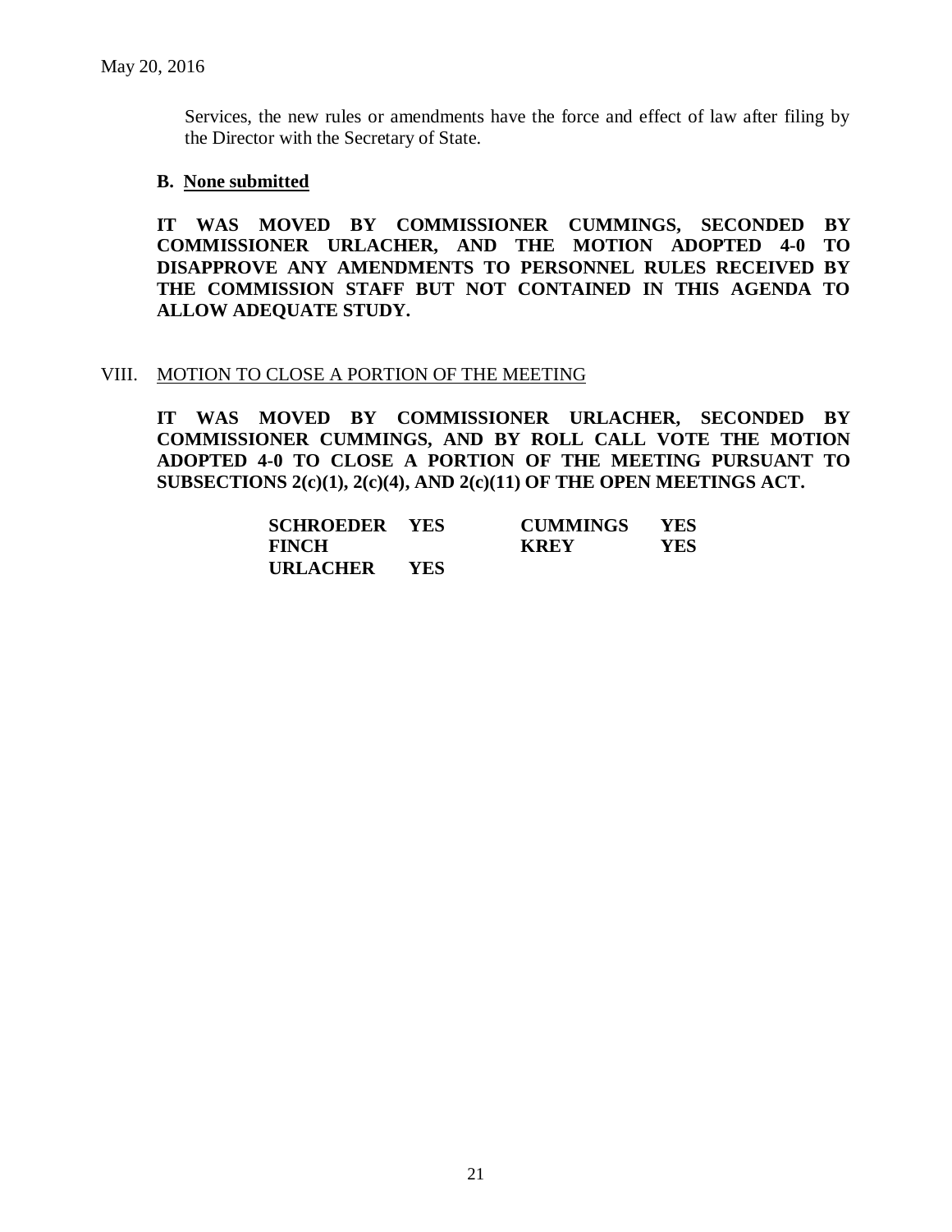Services, the new rules or amendments have the force and effect of law after filing by the Director with the Secretary of State.

**B. None submitted**

**IT WAS MOVED BY COMMISSIONER CUMMINGS, SECONDED BY COMMISSIONER URLACHER, AND THE MOTION ADOPTED 4-0 TO DISAPPROVE ANY AMENDMENTS TO PERSONNEL RULES RECEIVED BY THE COMMISSION STAFF BUT NOT CONTAINED IN THIS AGENDA TO ALLOW ADEQUATE STUDY.**

## VIII. MOTION TO CLOSE A PORTION OF THE MEETING

**IT WAS MOVED BY COMMISSIONER URLACHER, SECONDED BY COMMISSIONER CUMMINGS, AND BY ROLL CALL VOTE THE MOTION ADOPTED 4-0 TO CLOSE A PORTION OF THE MEETING PURSUANT TO SUBSECTIONS 2(c)(1), 2(c)(4), AND 2(c)(11) OF THE OPEN MEETINGS ACT.**

| | | | |
|---|---|---|---|
| **SCHROEDER** | **YES** | **CUMMINGS** | **YES** |
| **FINCH** | | **KREY** | **YES** |
| **URLACHER** | **YES** | | |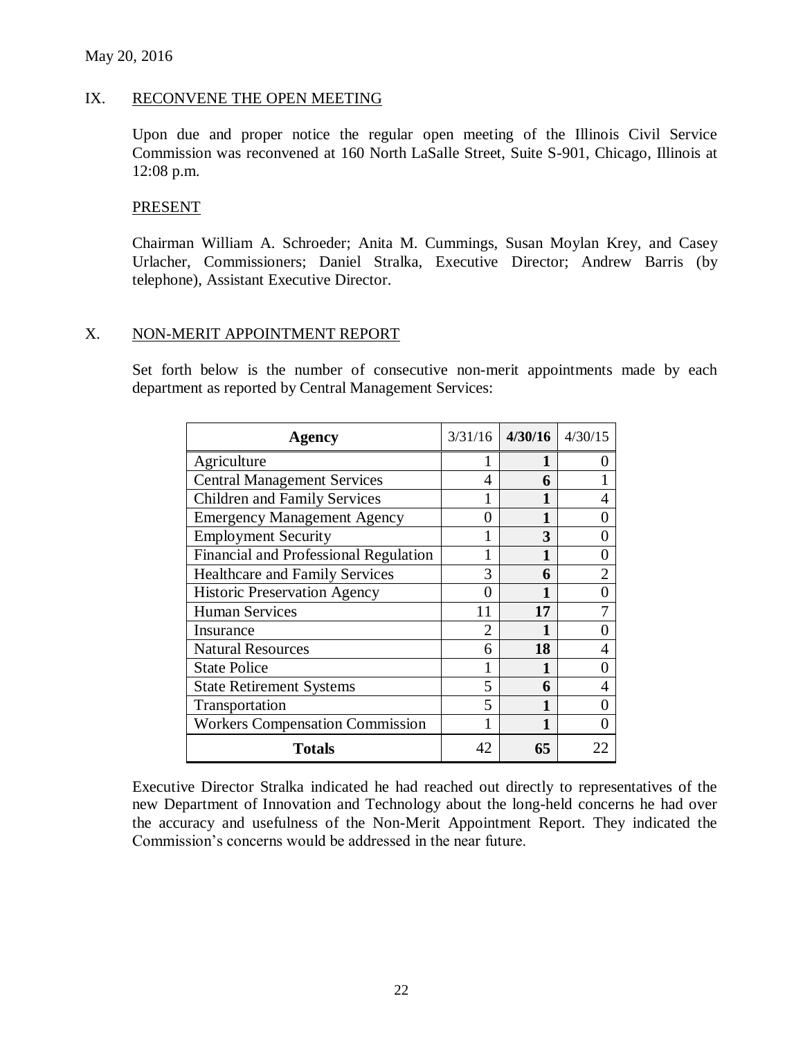May 20, 2016

## IX. RECONVENE THE OPEN MEETING

Upon due and proper notice the regular open meeting of the Illinois Civil Service Commission was reconvened at 160 North LaSalle Street, Suite S-901, Chicago, Illinois at 12:08 p.m.

### PRESENT

Chairman William A. Schroeder; Anita M. Cummings, Susan Moylan Krey, and Casey Urlacher, Commissioners; Daniel Stralka, Executive Director; Andrew Barris (by telephone), Assistant Executive Director.

## X. NON-MERIT APPOINTMENT REPORT

Set forth below is the number of consecutive non-merit appointments made by each department as reported by Central Management Services:

| Agency | 3/31/16 | **4/30/16** | 4/30/15 |
|---|---|---|---|
| Agriculture | 1 | **1** | 0 |
| Central Management Services | 4 | **6** | 1 |
| Children and Family Services | 1 | **1** | 4 |
| Emergency Management Agency | 0 | **1** | 0 |
| Employment Security | 1 | **3** | 0 |
| Financial and Professional Regulation | 1 | **1** | 0 |
| Healthcare and Family Services | 3 | **6** | 2 |
| Historic Preservation Agency | 0 | **1** | 0 |
| Human Services | 11 | **17** | 7 |
| Insurance | 2 | **1** | 0 |
| Natural Resources | 6 | **18** | 4 |
| State Police | 1 | **1** | 0 |
| State Retirement Systems | 5 | **6** | 4 |
| Transportation | 5 | **1** | 0 |
| Workers Compensation Commission | 1 | **1** | 0 |
| **Totals** | 42 | **65** | 22 |

Executive Director Stralka indicated he had reached out directly to representatives of the new Department of Innovation and Technology about the long-held concerns he had over the accuracy and usefulness of the Non-Merit Appointment Report. They indicated the Commission's concerns would be addressed in the near future.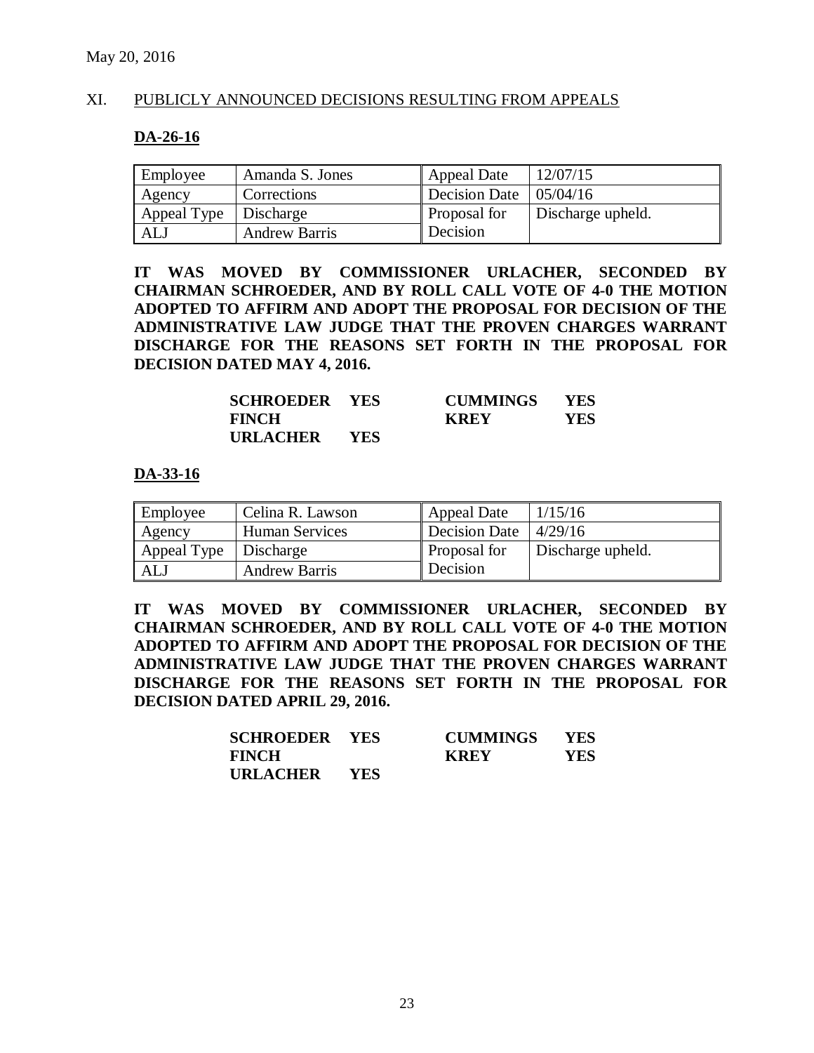May 20, 2016

## XI. PUBLICLY ANNOUNCED DECISIONS RESULTING FROM APPEALS

### DA-26-16

| Employee | Amanda S. Jones | Appeal Date | 12/07/15 |
|---|---|---|---|
| Agency | Corrections | Decision Date | 05/04/16 |
| Appeal Type | Discharge | Proposal for Decision | Discharge upheld. |
| ALJ | Andrew Barris | | |

**IT WAS MOVED BY COMMISSIONER URLACHER, SECONDED BY CHAIRMAN SCHROEDER, AND BY ROLL CALL VOTE OF 4-0 THE MOTION ADOPTED TO AFFIRM AND ADOPT THE PROPOSAL FOR DECISION OF THE ADMINISTRATIVE LAW JUDGE THAT THE PROVEN CHARGES WARRANT DISCHARGE FOR THE REASONS SET FORTH IN THE PROPOSAL FOR DECISION DATED MAY 4, 2016.**

| | | | |
|---|---|---|---|
| **SCHROEDER** | **YES** | **CUMMINGS** | **YES** |
| **FINCH** | | **KREY** | **YES** |
| **URLACHER** | **YES** | | |

### DA-33-16

| Employee | Celina R. Lawson | Appeal Date | 1/15/16 |
|---|---|---|---|
| Agency | Human Services | Decision Date | 4/29/16 |
| Appeal Type | Discharge | Proposal for Decision | Discharge upheld. |
| ALJ | Andrew Barris | | |

**IT WAS MOVED BY COMMISSIONER URLACHER, SECONDED BY CHAIRMAN SCHROEDER, AND BY ROLL CALL VOTE OF 4-0 THE MOTION ADOPTED TO AFFIRM AND ADOPT THE PROPOSAL FOR DECISION OF THE ADMINISTRATIVE LAW JUDGE THAT THE PROVEN CHARGES WARRANT DISCHARGE FOR THE REASONS SET FORTH IN THE PROPOSAL FOR DECISION DATED APRIL 29, 2016.**

| | | | |
|---|---|---|---|
| **SCHROEDER** | **YES** | **CUMMINGS** | **YES** |
| **FINCH** | | **KREY** | **YES** |
| **URLACHER** | **YES** | | |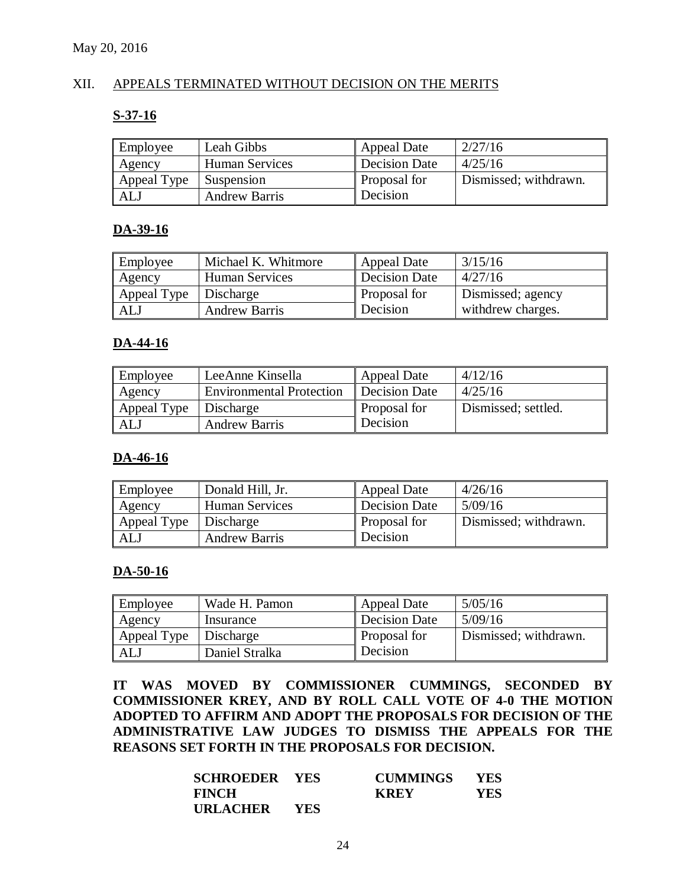May 20, 2016

## XII. APPEALS TERMINATED WITHOUT DECISION ON THE MERITS

### S-37-16

| Employee | Leah Gibbs | Appeal Date | 2/27/16 |
|---|---|---|---|
| Agency | Human Services | Decision Date | 4/25/16 |
| Appeal Type | Suspension | Proposal for Decision | Dismissed; withdrawn. |
| ALJ | Andrew Barris | | |

### DA-39-16

| Employee | Michael K. Whitmore | Appeal Date | 3/15/16 |
|---|---|---|---|
| Agency | Human Services | Decision Date | 4/27/16 |
| Appeal Type | Discharge | Proposal for Decision | Dismissed; agency withdrew charges. |
| ALJ | Andrew Barris | | |

### DA-44-16

| Employee | LeeAnne Kinsella | Appeal Date | 4/12/16 |
|---|---|---|---|
| Agency | Environmental Protection | Decision Date | 4/25/16 |
| Appeal Type | Discharge | Proposal for Decision | Dismissed; settled. |
| ALJ | Andrew Barris | | |

### DA-46-16

| Employee | Donald Hill, Jr. | Appeal Date | 4/26/16 |
|---|---|---|---|
| Agency | Human Services | Decision Date | 5/09/16 |
| Appeal Type | Discharge | Proposal for Decision | Dismissed; withdrawn. |
| ALJ | Andrew Barris | | |

### DA-50-16

| Employee | Wade H. Pamon | Appeal Date | 5/05/16 |
|---|---|---|---|
| Agency | Insurance | Decision Date | 5/09/16 |
| Appeal Type | Discharge | Proposal for Decision | Dismissed; withdrawn. |
| ALJ | Daniel Stralka | | |

**IT WAS MOVED BY COMMISSIONER CUMMINGS, SECONDED BY COMMISSIONER KREY, AND BY ROLL CALL VOTE OF 4-0 THE MOTION ADOPTED TO AFFIRM AND ADOPT THE PROPOSALS FOR DECISION OF THE ADMINISTRATIVE LAW JUDGES TO DISMISS THE APPEALS FOR THE REASONS SET FORTH IN THE PROPOSALS FOR DECISION.**

| | | | |
|---|---|---|---|
| **SCHROEDER** | **YES** | **CUMMINGS** | **YES** |
| **FINCH** | | **KREY** | **YES** |
| **URLACHER** | **YES** | | |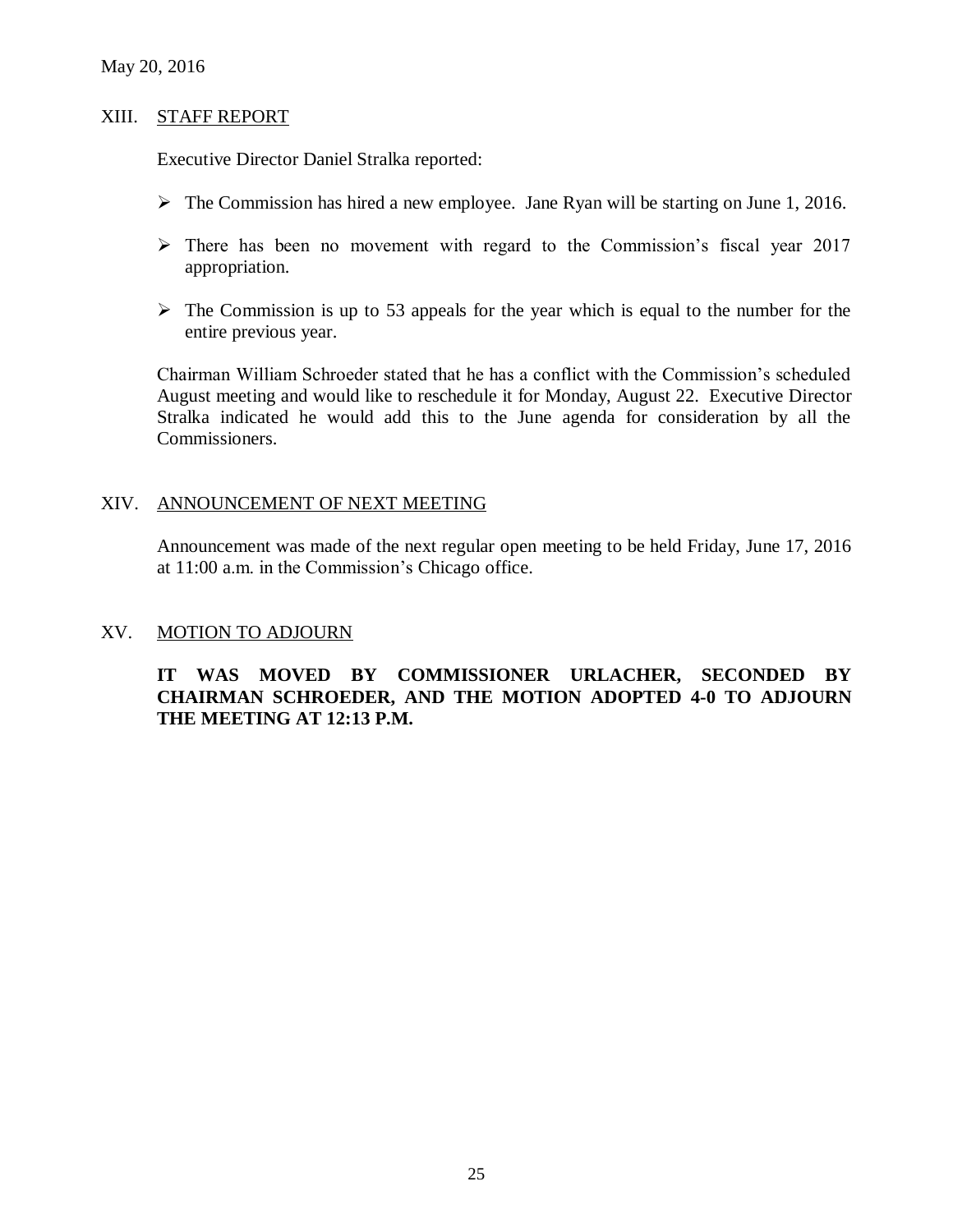May 20, 2016

## XIII. STAFF REPORT

Executive Director Daniel Stralka reported:

- The Commission has hired a new employee. Jane Ryan will be starting on June 1, 2016.
- There has been no movement with regard to the Commission's fiscal year 2017 appropriation.
- The Commission is up to 53 appeals for the year which is equal to the number for the entire previous year.

Chairman William Schroeder stated that he has a conflict with the Commission's scheduled August meeting and would like to reschedule it for Monday, August 22. Executive Director Stralka indicated he would add this to the June agenda for consideration by all the Commissioners.

## XIV. ANNOUNCEMENT OF NEXT MEETING

Announcement was made of the next regular open meeting to be held Friday, June 17, 2016 at 11:00 a.m. in the Commission's Chicago office.

## XV. MOTION TO ADJOURN

**IT WAS MOVED BY COMMISSIONER URLACHER, SECONDED BY CHAIRMAN SCHROEDER, AND THE MOTION ADOPTED 4-0 TO ADJOURN THE MEETING AT 12:13 P.M.**